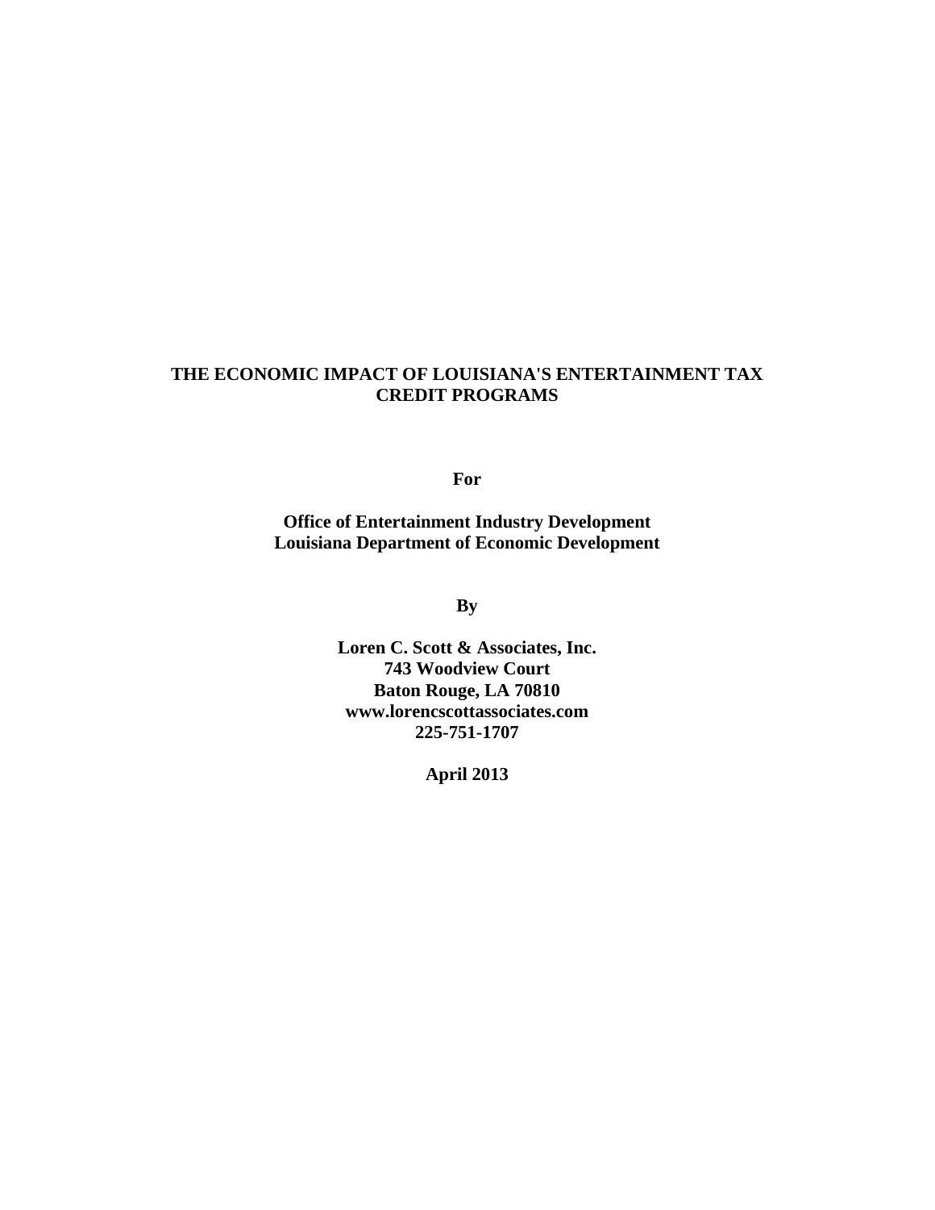# THE ECONOMIC IMPACT OF LOUISIANA'S ENTERTAINMENT TAX CREDIT PROGRAMS

**For**

**Office of Entertainment Industry Development**
**Louisiana Department of Economic Development**

**By**

**Loren C. Scott & Associates, Inc.**
**743 Woodview Court**
**Baton Rouge, LA 70810**
**www.lorencscottassociates.com**
**225-751-1707**

**April 2013**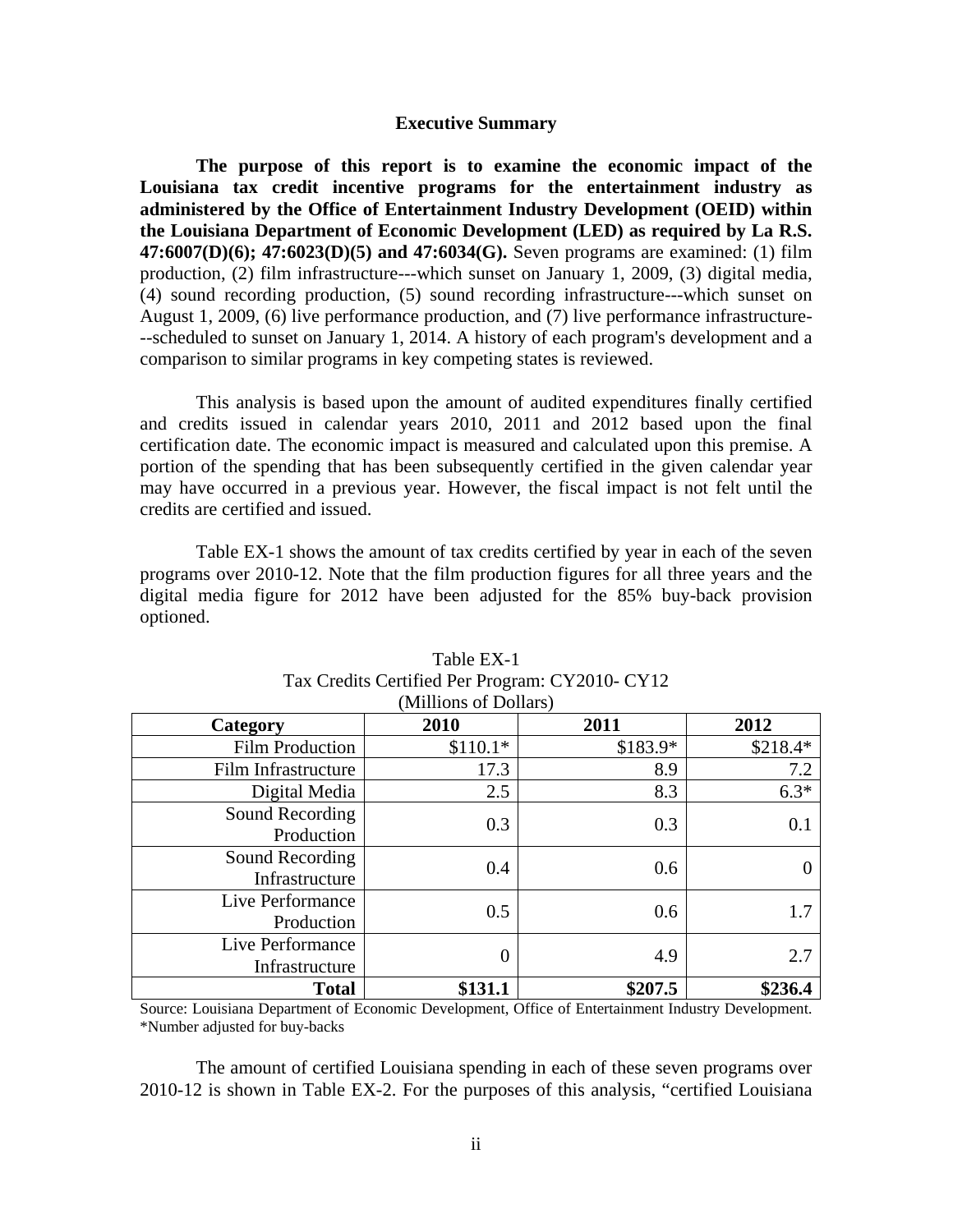## Executive Summary

**The purpose of this report is to examine the economic impact of the Louisiana tax credit incentive programs for the entertainment industry as administered by the Office of Entertainment Industry Development (OEID) within the Louisiana Department of Economic Development (LED) as required by La R.S. 47:6007(D)(6); 47:6023(D)(5) and 47:6034(G).** Seven programs are examined: (1) film production, (2) film infrastructure---which sunset on January 1, 2009, (3) digital media, (4) sound recording production, (5) sound recording infrastructure---which sunset on August 1, 2009, (6) live performance production, and (7) live performance infrastructure---scheduled to sunset on January 1, 2014. A history of each program's development and a comparison to similar programs in key competing states is reviewed.

This analysis is based upon the amount of audited expenditures finally certified and credits issued in calendar years 2010, 2011 and 2012 based upon the final certification date. The economic impact is measured and calculated upon this premise. A portion of the spending that has been subsequently certified in the given calendar year may have occurred in a previous year. However, the fiscal impact is not felt until the credits are certified and issued.

Table EX-1 shows the amount of tax credits certified by year in each of the seven programs over 2010-12. Note that the film production figures for all three years and the digital media figure for 2012 have been adjusted for the 85% buy-back provision optioned.

Table EX-1
Tax Credits Certified Per Program: CY2010- CY12
(Millions of Dollars)

| Category | 2010 | 2011 | 2012 |
|---|---|---|---|
| Film Production | $110.1* | $183.9* | $218.4* |
| Film Infrastructure | 17.3 | 8.9 | 7.2 |
| Digital Media | 2.5 | 8.3 | 6.3* |
| Sound Recording Production | 0.3 | 0.3 | 0.1 |
| Sound Recording Infrastructure | 0.4 | 0.6 | 0 |
| Live Performance Production | 0.5 | 0.6 | 1.7 |
| Live Performance Infrastructure | 0 | 4.9 | 2.7 |
| **Total** | **$131.1** | **$207.5** | **$236.4** |

Source: Louisiana Department of Economic Development, Office of Entertainment Industry Development.
*Number adjusted for buy-backs

The amount of certified Louisiana spending in each of these seven programs over 2010-12 is shown in Table EX-2. For the purposes of this analysis, "certified Louisiana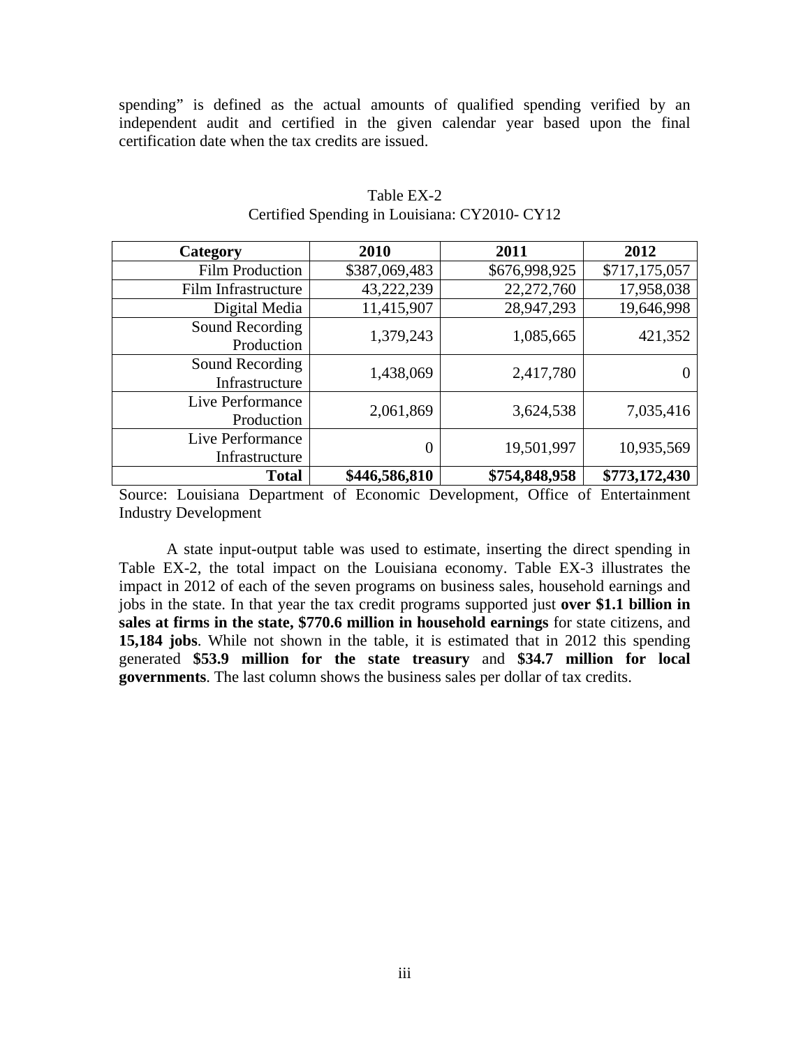spending" is defined as the actual amounts of qualified spending verified by an independent audit and certified in the given calendar year based upon the final certification date when the tax credits are issued.

Table EX-2
Certified Spending in Louisiana: CY2010- CY12

| Category | 2010 | 2011 | 2012 |
|---|---|---|---|
| Film Production | $387,069,483 | $676,998,925 | $717,175,057 |
| Film Infrastructure | 43,222,239 | 22,272,760 | 17,958,038 |
| Digital Media | 11,415,907 | 28,947,293 | 19,646,998 |
| Sound Recording Production | 1,379,243 | 1,085,665 | 421,352 |
| Sound Recording Infrastructure | 1,438,069 | 2,417,780 | 0 |
| Live Performance Production | 2,061,869 | 3,624,538 | 7,035,416 |
| Live Performance Infrastructure | 0 | 19,501,997 | 10,935,569 |
| **Total** | **$446,586,810** | **$754,848,958** | **$773,172,430** |

Source: Louisiana Department of Economic Development, Office of Entertainment Industry Development

A state input-output table was used to estimate, inserting the direct spending in Table EX-2, the total impact on the Louisiana economy. Table EX-3 illustrates the impact in 2012 of each of the seven programs on business sales, household earnings and jobs in the state. In that year the tax credit programs supported just **over $1.1 billion in sales at firms in the state, $770.6 million in household earnings** for state citizens, and **15,184 jobs**. While not shown in the table, it is estimated that in 2012 this spending generated **$53.9 million for the state treasury** and **$34.7 million for local governments**. The last column shows the business sales per dollar of tax credits.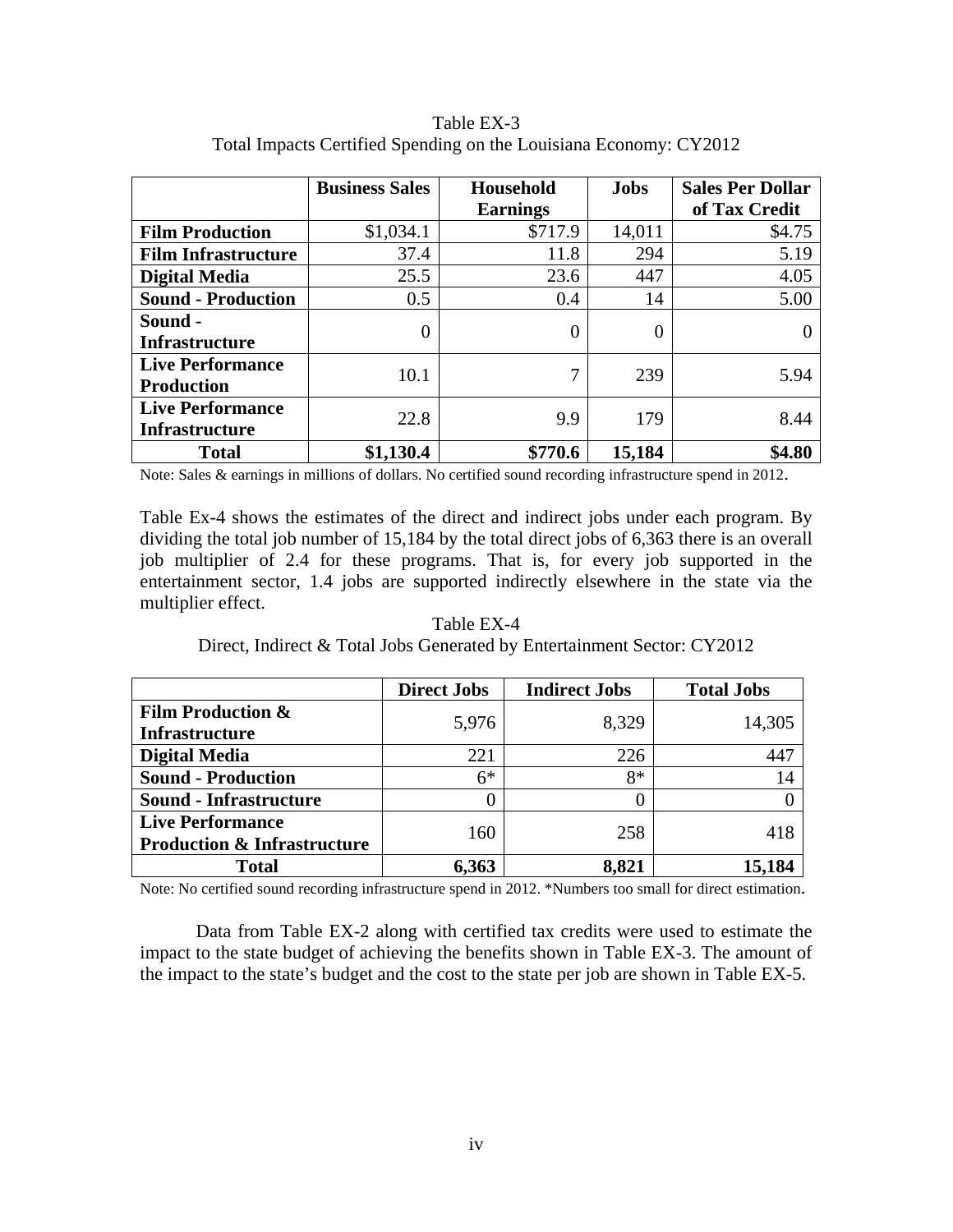Table EX-3
Total Impacts Certified Spending on the Louisiana Economy: CY2012

| | Business Sales | Household Earnings | Jobs | Sales Per Dollar of Tax Credit |
|---|---|---|---|---|
| **Film Production** | $1,034.1 | $717.9 | 14,011 | $4.75 |
| **Film Infrastructure** | 37.4 | 11.8 | 294 | 5.19 |
| **Digital Media** | 25.5 | 23.6 | 447 | 4.05 |
| **Sound - Production** | 0.5 | 0.4 | 14 | 5.00 |
| **Sound - Infrastructure** | 0 | 0 | 0 | 0 |
| **Live Performance Production** | 10.1 | 7 | 239 | 5.94 |
| **Live Performance Infrastructure** | 22.8 | 9.9 | 179 | 8.44 |
| **Total** | **$1,130.4** | **$770.6** | **15,184** | **$4.80** |

Note: Sales & earnings in millions of dollars. No certified sound recording infrastructure spend in 2012.

Table Ex-4 shows the estimates of the direct and indirect jobs under each program. By dividing the total job number of 15,184 by the total direct jobs of 6,363 there is an overall job multiplier of 2.4 for these programs. That is, for every job supported in the entertainment sector, 1.4 jobs are supported indirectly elsewhere in the state via the multiplier effect.

Table EX-4
Direct, Indirect & Total Jobs Generated by Entertainment Sector: CY2012

| | Direct Jobs | Indirect Jobs | Total Jobs |
|---|---|---|---|
| **Film Production & Infrastructure** | 5,976 | 8,329 | 14,305 |
| **Digital Media** | 221 | 226 | 447 |
| **Sound - Production** | 6* | 8* | 14 |
| **Sound - Infrastructure** | 0 | 0 | 0 |
| **Live Performance Production & Infrastructure** | 160 | 258 | 418 |
| **Total** | **6,363** | **8,821** | **15,184** |

Note: No certified sound recording infrastructure spend in 2012. *Numbers too small for direct estimation.

Data from Table EX-2 along with certified tax credits were used to estimate the impact to the state budget of achieving the benefits shown in Table EX-3. The amount of the impact to the state's budget and the cost to the state per job are shown in Table EX-5.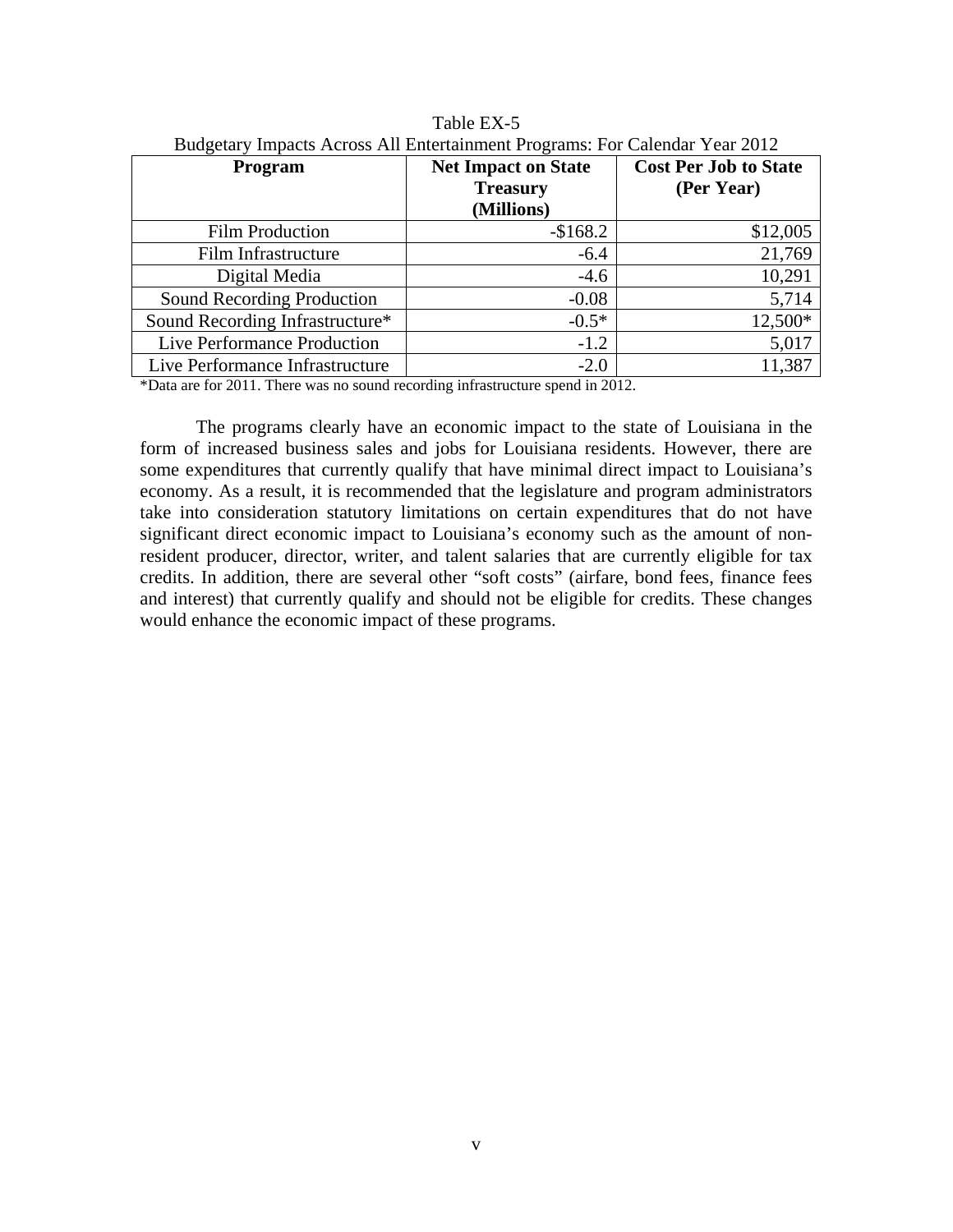Table EX-5
Budgetary Impacts Across All Entertainment Programs: For Calendar Year 2012

| Program | Net Impact on State Treasury (Millions) | Cost Per Job to State (Per Year) |
|---|---|---|
| Film Production | -$168.2 | $12,005 |
| Film Infrastructure | -6.4 | 21,769 |
| Digital Media | -4.6 | 10,291 |
| Sound Recording Production | -0.08 | 5,714 |
| Sound Recording Infrastructure* | -0.5* | 12,500* |
| Live Performance Production | -1.2 | 5,017 |
| Live Performance Infrastructure | -2.0 | 11,387 |

*Data are for 2011. There was no sound recording infrastructure spend in 2012.

The programs clearly have an economic impact to the state of Louisiana in the form of increased business sales and jobs for Louisiana residents. However, there are some expenditures that currently qualify that have minimal direct impact to Louisiana's economy. As a result, it is recommended that the legislature and program administrators take into consideration statutory limitations on certain expenditures that do not have significant direct economic impact to Louisiana's economy such as the amount of non-resident producer, director, writer, and talent salaries that are currently eligible for tax credits. In addition, there are several other "soft costs" (airfare, bond fees, finance fees and interest) that currently qualify and should not be eligible for credits. These changes would enhance the economic impact of these programs.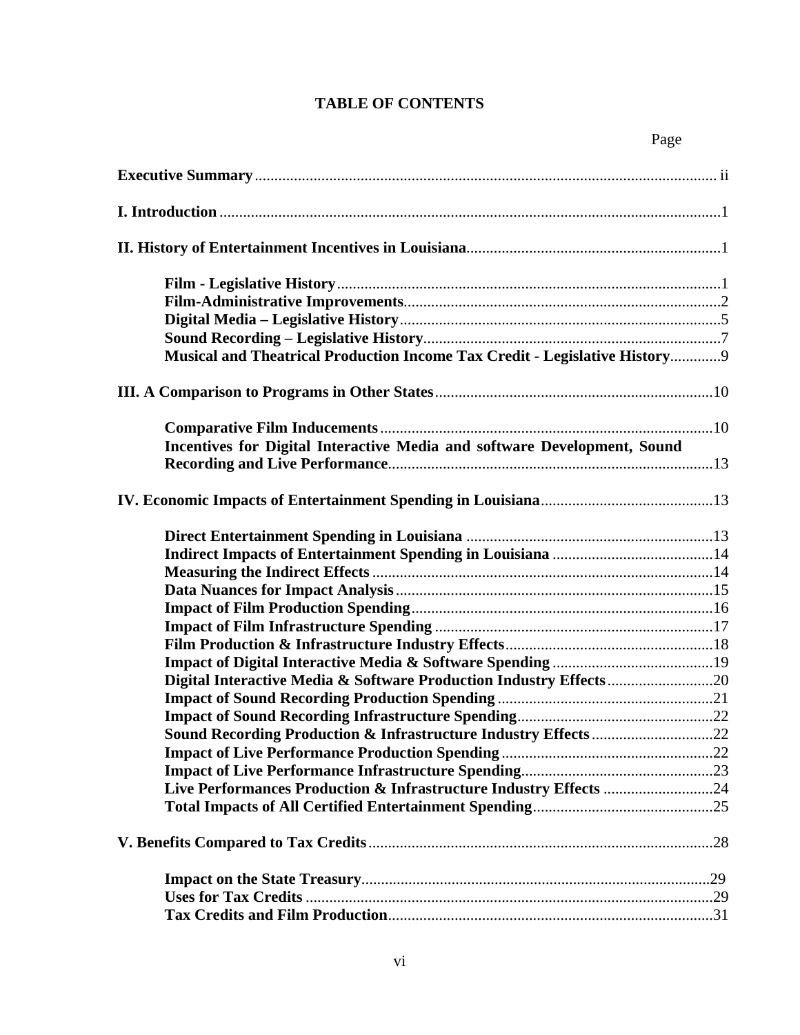# TABLE OF CONTENTS

| | Page |
|---|---|
| **Executive Summary** | ii |
| **I. Introduction** | 1 |
| **II. History of Entertainment Incentives in Louisiana** | 1 |
| **Film - Legislative History** | 1 |
| **Film-Administrative Improvements** | 2 |
| **Digital Media – Legislative History** | 5 |
| **Sound Recording – Legislative History** | 7 |
| **Musical and Theatrical Production Income Tax Credit - Legislative History** | 9 |
| **III. A Comparison to Programs in Other States** | 10 |
| **Comparative Film Inducements** | 10 |
| **Incentives for Digital Interactive Media and software Development, Sound Recording and Live Performance** | 13 |
| **IV. Economic Impacts of Entertainment Spending in Louisiana** | 13 |
| **Direct Entertainment Spending in Louisiana** | 13 |
| **Indirect Impacts of Entertainment Spending in Louisiana** | 14 |
| **Measuring the Indirect Effects** | 14 |
| **Data Nuances for Impact Analysis** | 15 |
| **Impact of Film Production Spending** | 16 |
| **Impact of Film Infrastructure Spending** | 17 |
| **Film Production & Infrastructure Industry Effects** | 18 |
| **Impact of Digital Interactive Media & Software Spending** | 19 |
| **Digital Interactive Media & Software Production Industry Effects** | 20 |
| **Impact of Sound Recording Production Spending** | 21 |
| **Impact of Sound Recording Infrastructure Spending** | 22 |
| **Sound Recording Production & Infrastructure Industry Effects** | 22 |
| **Impact of Live Performance Production Spending** | 22 |
| **Impact of Live Performance Infrastructure Spending** | 23 |
| **Live Performances Production & Infrastructure Industry Effects** | 24 |
| **Total Impacts of All Certified Entertainment Spending** | 25 |
| **V. Benefits Compared to Tax Credits** | 28 |
| **Impact on the State Treasury** | 29 |
| **Uses for Tax Credits** | 29 |
| **Tax Credits and Film Production** | 31 |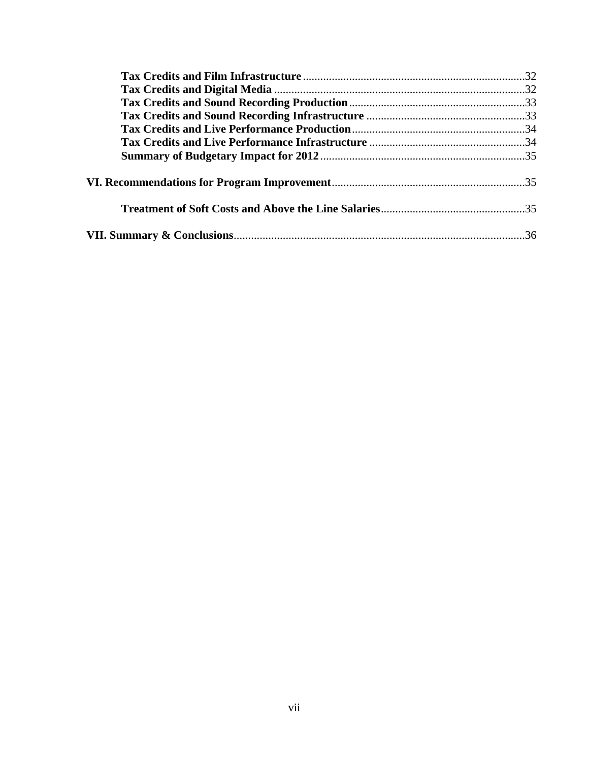**Tax Credits and Film Infrastructure** .......... 32
**Tax Credits and Digital Media** .......... 32
**Tax Credits and Sound Recording Production** .......... 33
**Tax Credits and Sound Recording Infrastructure** .......... 33
**Tax Credits and Live Performance Production** .......... 34
**Tax Credits and Live Performance Infrastructure** .......... 34
**Summary of Budgetary Impact for 2012** .......... 35

**VI. Recommendations for Program Improvement** .......... 35

**Treatment of Soft Costs and Above the Line Salaries** .......... 35

**VII. Summary & Conclusions** .......... 36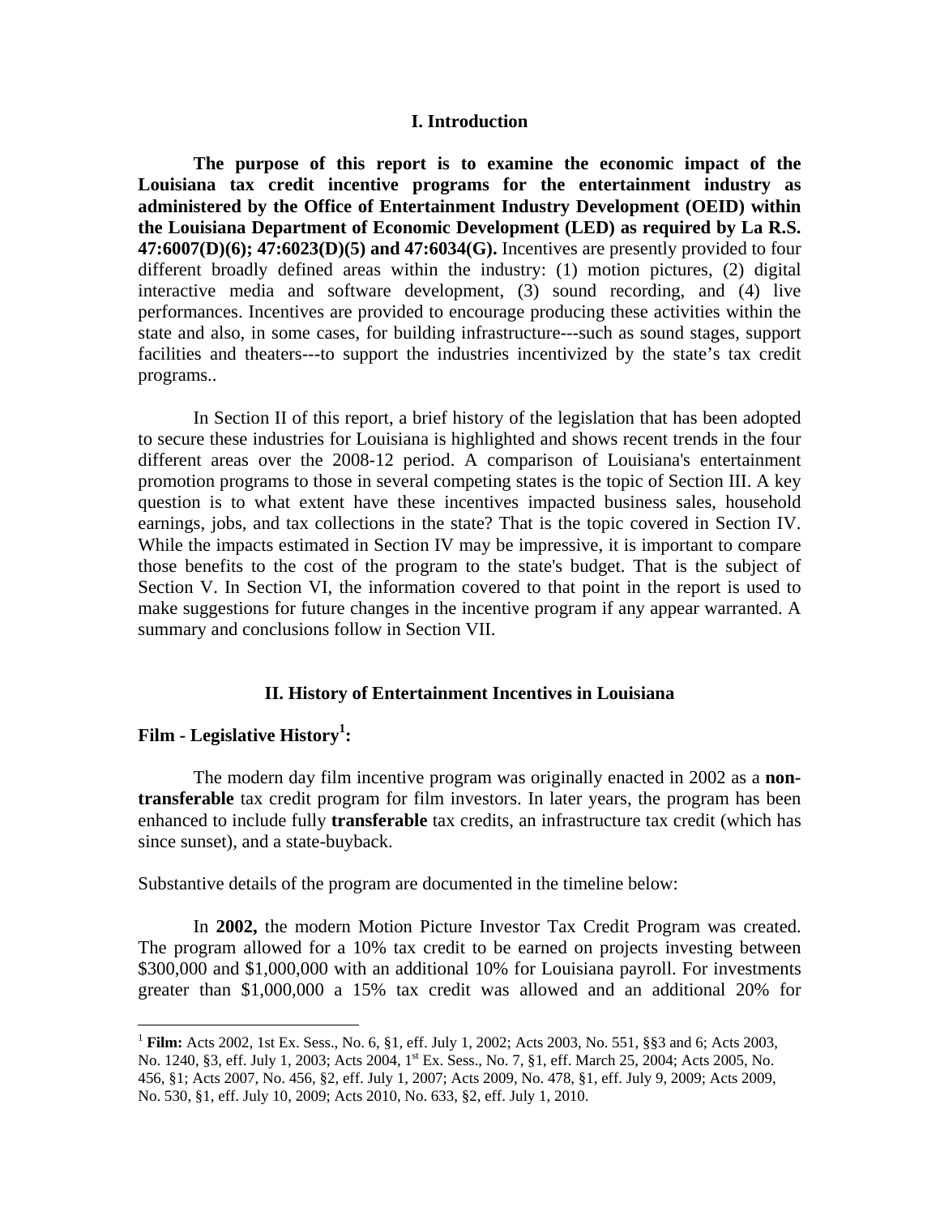## I. Introduction

**The purpose of this report is to examine the economic impact of the Louisiana tax credit incentive programs for the entertainment industry as administered by the Office of Entertainment Industry Development (OEID) within the Louisiana Department of Economic Development (LED) as required by La R.S. 47:6007(D)(6); 47:6023(D)(5) and 47:6034(G).** Incentives are presently provided to four different broadly defined areas within the industry: (1) motion pictures, (2) digital interactive media and software development, (3) sound recording, and (4) live performances. Incentives are provided to encourage producing these activities within the state and also, in some cases, for building infrastructure---such as sound stages, support facilities and theaters---to support the industries incentivized by the state's tax credit programs..

In Section II of this report, a brief history of the legislation that has been adopted to secure these industries for Louisiana is highlighted and shows recent trends in the four different areas over the 2008-12 period. A comparison of Louisiana's entertainment promotion programs to those in several competing states is the topic of Section III. A key question is to what extent have these incentives impacted business sales, household earnings, jobs, and tax collections in the state? That is the topic covered in Section IV. While the impacts estimated in Section IV may be impressive, it is important to compare those benefits to the cost of the program to the state's budget. That is the subject of Section V. In Section VI, the information covered to that point in the report is used to make suggestions for future changes in the incentive program if any appear warranted. A summary and conclusions follow in Section VII.

## II. History of Entertainment Incentives in Louisiana

### Film - Legislative History[1]:

The modern day film incentive program was originally enacted in 2002 as a **non-transferable** tax credit program for film investors. In later years, the program has been enhanced to include fully **transferable** tax credits, an infrastructure tax credit (which has since sunset), and a state-buyback.

Substantive details of the program are documented in the timeline below:

In **2002,** the modern Motion Picture Investor Tax Credit Program was created. The program allowed for a 10% tax credit to be earned on projects investing between \$300,000 and \$1,000,000 with an additional 10% for Louisiana payroll. For investments greater than \$1,000,000 a 15% tax credit was allowed and an additional 20% for

---

[1] **Film:** Acts 2002, 1st Ex. Sess., No. 6, §1, eff. July 1, 2002; Acts 2003, No. 551, §§3 and 6; Acts 2003, No. 1240, §3, eff. July 1, 2003; Acts 2004, 1st Ex. Sess., No. 7, §1, eff. March 25, 2004; Acts 2005, No. 456, §1; Acts 2007, No. 456, §2, eff. July 1, 2007; Acts 2009, No. 478, §1, eff. July 9, 2009; Acts 2009, No. 530, §1, eff. July 10, 2009; Acts 2010, No. 633, §2, eff. July 1, 2010.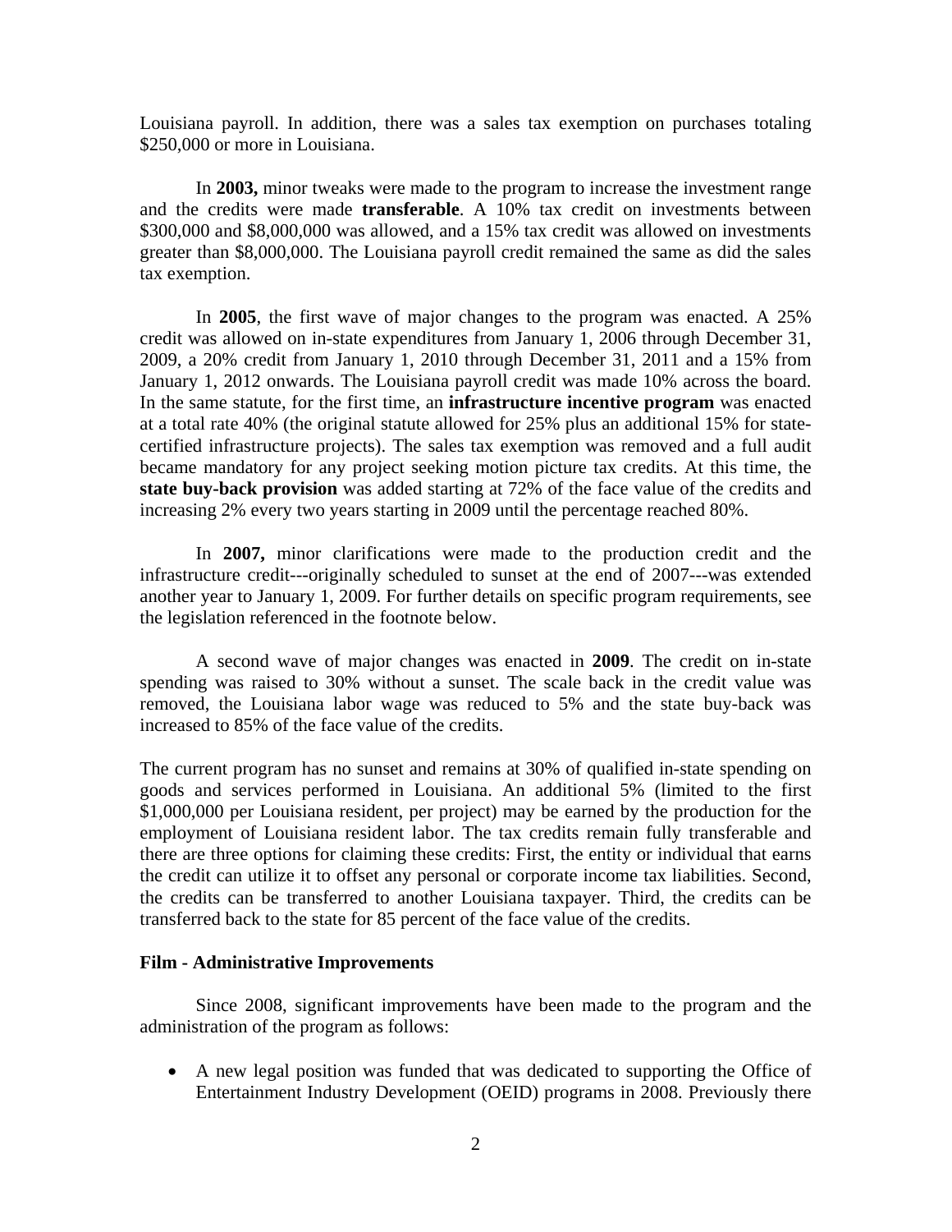Louisiana payroll. In addition, there was a sales tax exemption on purchases totaling $250,000 or more in Louisiana.

In **2003,** minor tweaks were made to the program to increase the investment range and the credits were made **transferable**. A 10% tax credit on investments between $300,000 and $8,000,000 was allowed, and a 15% tax credit was allowed on investments greater than $8,000,000. The Louisiana payroll credit remained the same as did the sales tax exemption.

In **2005**, the first wave of major changes to the program was enacted. A 25% credit was allowed on in-state expenditures from January 1, 2006 through December 31, 2009, a 20% credit from January 1, 2010 through December 31, 2011 and a 15% from January 1, 2012 onwards. The Louisiana payroll credit was made 10% across the board. In the same statute, for the first time, an **infrastructure incentive program** was enacted at a total rate 40% (the original statute allowed for 25% plus an additional 15% for state-certified infrastructure projects). The sales tax exemption was removed and a full audit became mandatory for any project seeking motion picture tax credits. At this time, the **state buy-back provision** was added starting at 72% of the face value of the credits and increasing 2% every two years starting in 2009 until the percentage reached 80%.

In **2007,** minor clarifications were made to the production credit and the infrastructure credit---originally scheduled to sunset at the end of 2007---was extended another year to January 1, 2009. For further details on specific program requirements, see the legislation referenced in the footnote below.

A second wave of major changes was enacted in **2009**. The credit on in-state spending was raised to 30% without a sunset. The scale back in the credit value was removed, the Louisiana labor wage was reduced to 5% and the state buy-back was increased to 85% of the face value of the credits.

The current program has no sunset and remains at 30% of qualified in-state spending on goods and services performed in Louisiana. An additional 5% (limited to the first $1,000,000 per Louisiana resident, per project) may be earned by the production for the employment of Louisiana resident labor. The tax credits remain fully transferable and there are three options for claiming these credits: First, the entity or individual that earns the credit can utilize it to offset any personal or corporate income tax liabilities. Second, the credits can be transferred to another Louisiana taxpayer. Third, the credits can be transferred back to the state for 85 percent of the face value of the credits.

**Film - Administrative Improvements**

Since 2008, significant improvements have been made to the program and the administration of the program as follows:

- A new legal position was funded that was dedicated to supporting the Office of Entertainment Industry Development (OEID) programs in 2008. Previously there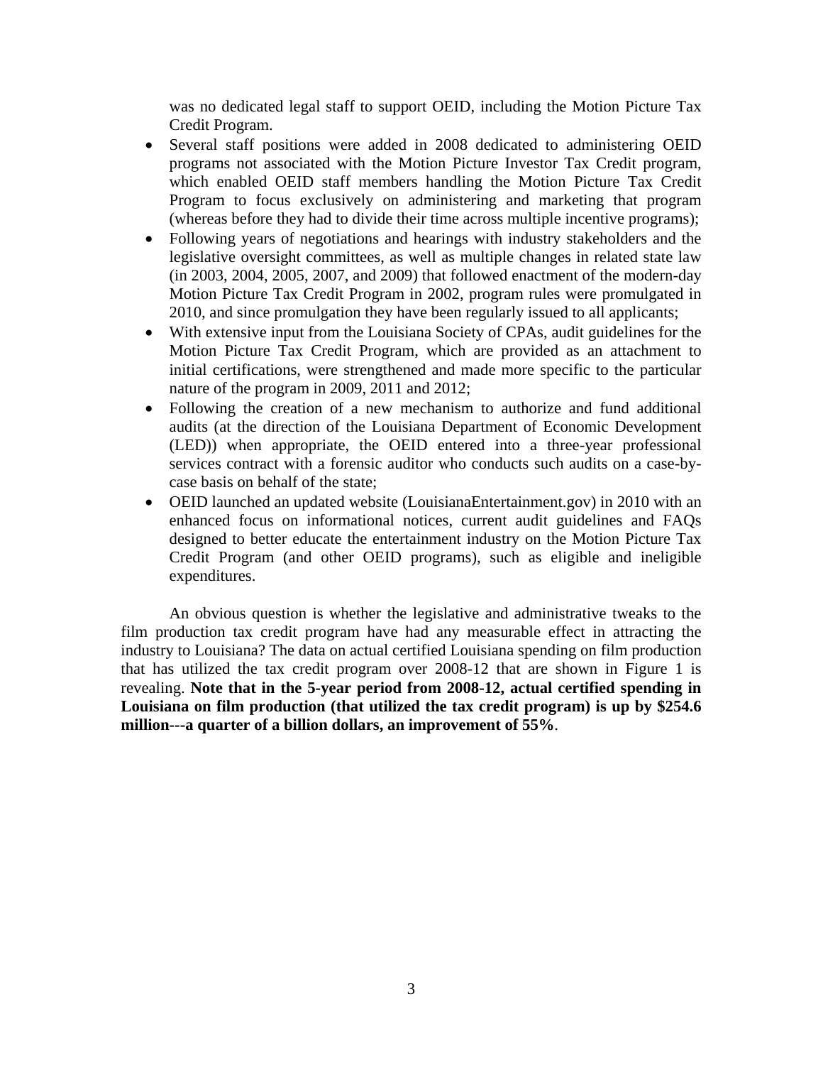was no dedicated legal staff to support OEID, including the Motion Picture Tax Credit Program.

- Several staff positions were added in 2008 dedicated to administering OEID programs not associated with the Motion Picture Investor Tax Credit program, which enabled OEID staff members handling the Motion Picture Tax Credit Program to focus exclusively on administering and marketing that program (whereas before they had to divide their time across multiple incentive programs);
- Following years of negotiations and hearings with industry stakeholders and the legislative oversight committees, as well as multiple changes in related state law (in 2003, 2004, 2005, 2007, and 2009) that followed enactment of the modern-day Motion Picture Tax Credit Program in 2002, program rules were promulgated in 2010, and since promulgation they have been regularly issued to all applicants;
- With extensive input from the Louisiana Society of CPAs, audit guidelines for the Motion Picture Tax Credit Program, which are provided as an attachment to initial certifications, were strengthened and made more specific to the particular nature of the program in 2009, 2011 and 2012;
- Following the creation of a new mechanism to authorize and fund additional audits (at the direction of the Louisiana Department of Economic Development (LED)) when appropriate, the OEID entered into a three-year professional services contract with a forensic auditor who conducts such audits on a case-by-case basis on behalf of the state;
- OEID launched an updated website (LouisianaEntertainment.gov) in 2010 with an enhanced focus on informational notices, current audit guidelines and FAQs designed to better educate the entertainment industry on the Motion Picture Tax Credit Program (and other OEID programs), such as eligible and ineligible expenditures.

An obvious question is whether the legislative and administrative tweaks to the film production tax credit program have had any measurable effect in attracting the industry to Louisiana? The data on actual certified Louisiana spending on film production that has utilized the tax credit program over 2008-12 that are shown in Figure 1 is revealing. **Note that in the 5-year period from 2008-12, actual certified spending in Louisiana on film production (that utilized the tax credit program) is up by $254.6 million---a quarter of a billion dollars, an improvement of 55%**.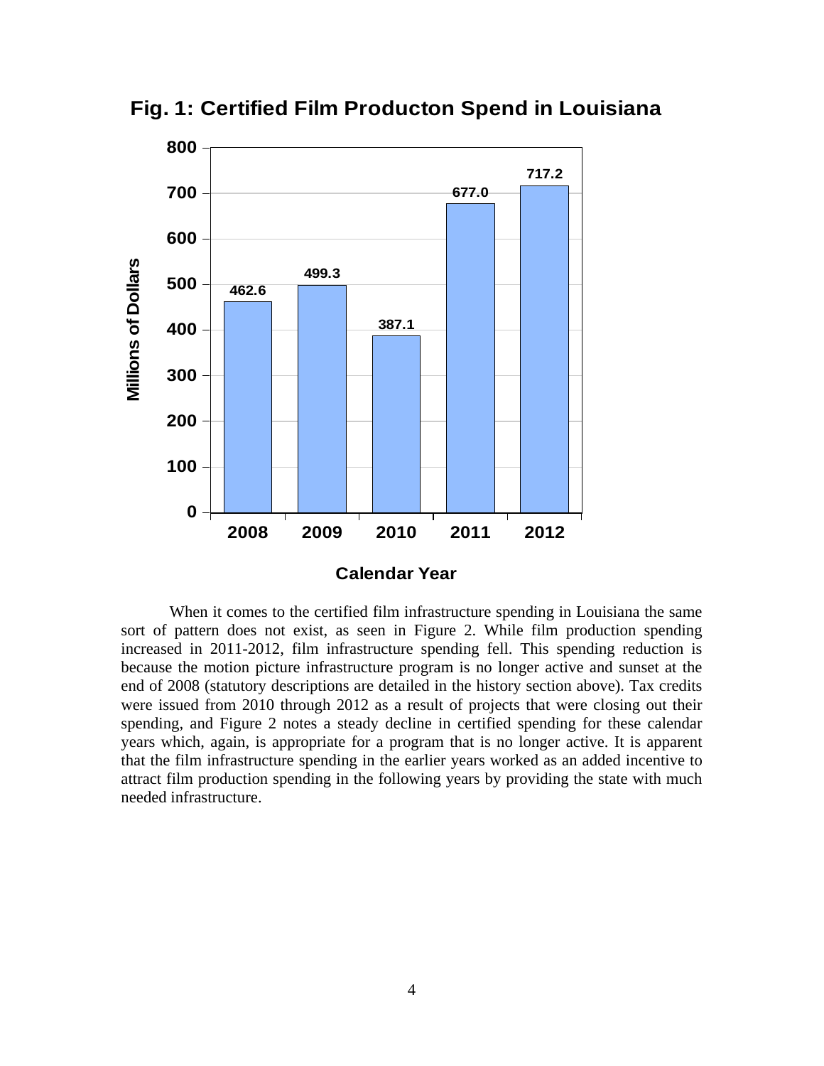**Fig. 1: Certified Film Producton Spend in Louisiana**

| Calendar Year | Millions of Dollars |
|---|---|
| 2008 | 462.6 |
| 2009 | 499.3 |
| 2010 | 387.1 |
| 2011 | 677.0 |
| 2012 | 717.2 |

When it comes to the certified film infrastructure spending in Louisiana the same sort of pattern does not exist, as seen in Figure 2. While film production spending increased in 2011-2012, film infrastructure spending fell. This spending reduction is because the motion picture infrastructure program is no longer active and sunset at the end of 2008 (statutory descriptions are detailed in the history section above). Tax credits were issued from 2010 through 2012 as a result of projects that were closing out their spending, and Figure 2 notes a steady decline in certified spending for these calendar years which, again, is appropriate for a program that is no longer active. It is apparent that the film infrastructure spending in the earlier years worked as an added incentive to attract film production spending in the following years by providing the state with much needed infrastructure.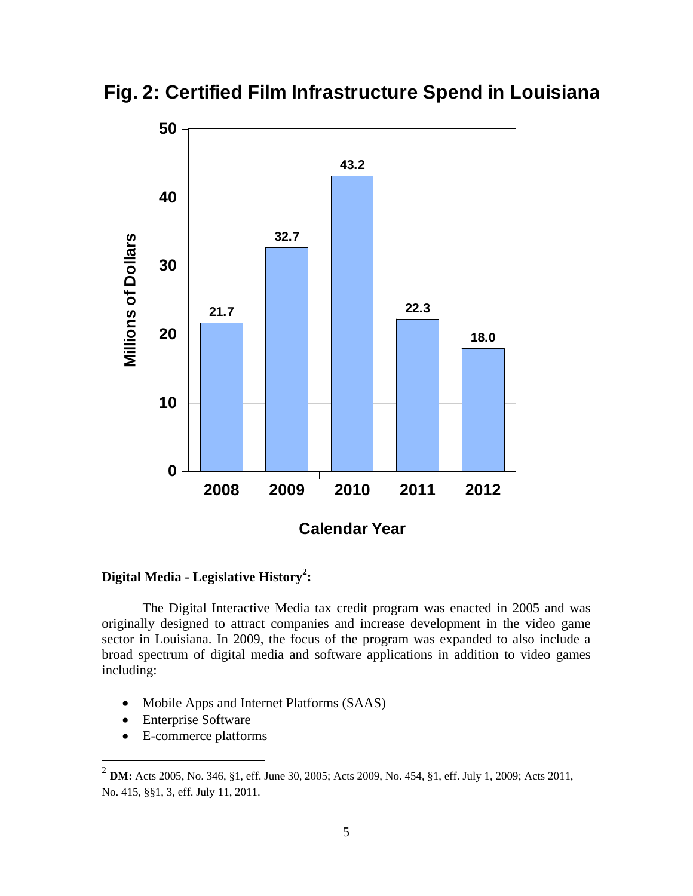**Fig. 2: Certified Film Infrastructure Spend in Louisiana**

| Calendar Year | Millions of Dollars |
|---|---|
| 2008 | 21.7 |
| 2009 | 32.7 |
| 2010 | 43.2 |
| 2011 | 22.3 |
| 2012 | 18.0 |

**Digital Media - Legislative History[2]:**

The Digital Interactive Media tax credit program was enacted in 2005 and was originally designed to attract companies and increase development in the video game sector in Louisiana. In 2009, the focus of the program was expanded to also include a broad spectrum of digital media and software applications in addition to video games including:

- Mobile Apps and Internet Platforms (SAAS)
- Enterprise Software
- E-commerce platforms

[2] **DM:** Acts 2005, No. 346, §1, eff. June 30, 2005; Acts 2009, No. 454, §1, eff. July 1, 2009; Acts 2011, No. 415, §§1, 3, eff. July 11, 2011.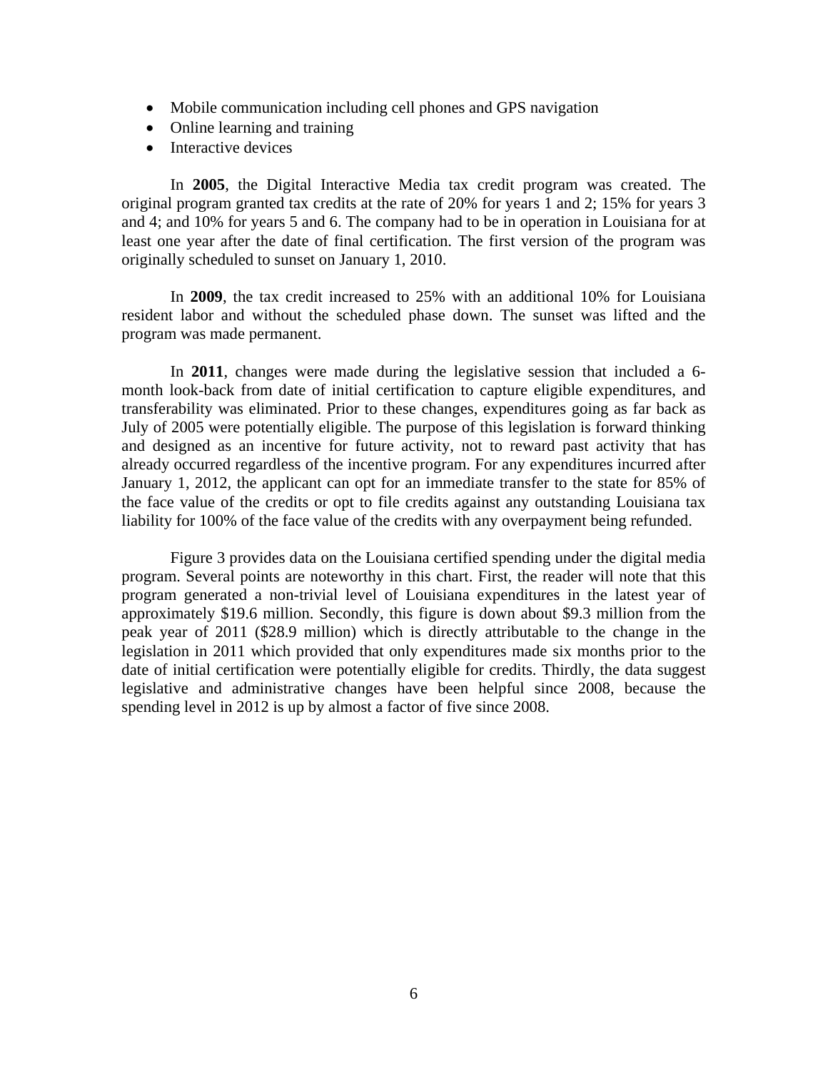- Mobile communication including cell phones and GPS navigation
- Online learning and training
- Interactive devices

In **2005**, the Digital Interactive Media tax credit program was created. The original program granted tax credits at the rate of 20% for years 1 and 2; 15% for years 3 and 4; and 10% for years 5 and 6. The company had to be in operation in Louisiana for at least one year after the date of final certification. The first version of the program was originally scheduled to sunset on January 1, 2010.

In **2009**, the tax credit increased to 25% with an additional 10% for Louisiana resident labor and without the scheduled phase down. The sunset was lifted and the program was made permanent.

In **2011**, changes were made during the legislative session that included a 6-month look-back from date of initial certification to capture eligible expenditures, and transferability was eliminated. Prior to these changes, expenditures going as far back as July of 2005 were potentially eligible. The purpose of this legislation is forward thinking and designed as an incentive for future activity, not to reward past activity that has already occurred regardless of the incentive program. For any expenditures incurred after January 1, 2012, the applicant can opt for an immediate transfer to the state for 85% of the face value of the credits or opt to file credits against any outstanding Louisiana tax liability for 100% of the face value of the credits with any overpayment being refunded.

Figure 3 provides data on the Louisiana certified spending under the digital media program. Several points are noteworthy in this chart. First, the reader will note that this program generated a non-trivial level of Louisiana expenditures in the latest year of approximately $19.6 million. Secondly, this figure is down about $9.3 million from the peak year of 2011 ($28.9 million) which is directly attributable to the change in the legislation in 2011 which provided that only expenditures made six months prior to the date of initial certification were potentially eligible for credits. Thirdly, the data suggest legislative and administrative changes have been helpful since 2008, because the spending level in 2012 is up by almost a factor of five since 2008.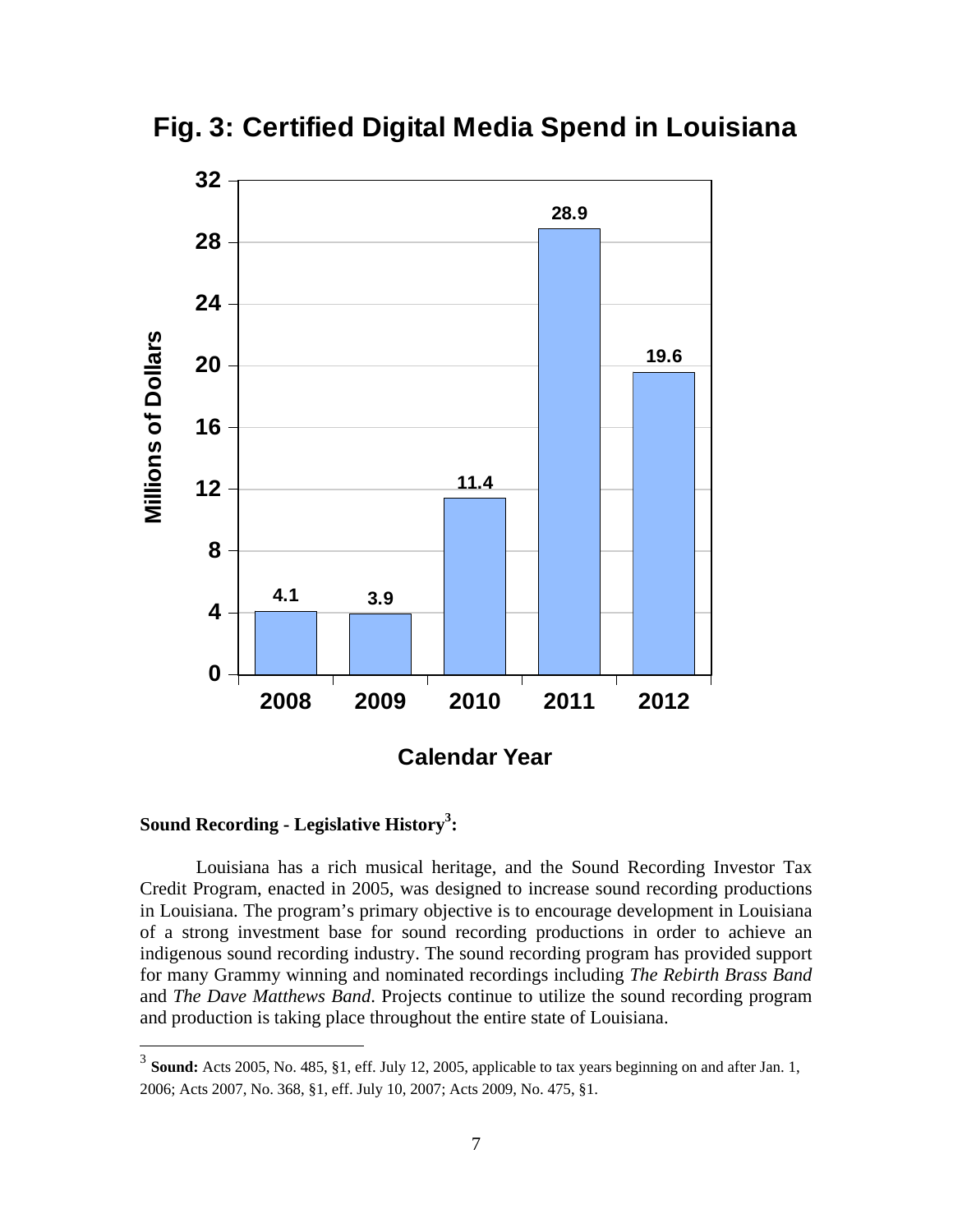## Fig. 3: Certified Digital Media Spend in Louisiana

| Calendar Year | Millions of Dollars |
| --- | --- |
| 2008 | 4.1 |
| 2009 | 3.9 |
| 2010 | 11.4 |
| 2011 | 28.9 |
| 2012 | 19.6 |

**Sound Recording - Legislative History[3]:**

Louisiana has a rich musical heritage, and the Sound Recording Investor Tax Credit Program, enacted in 2005, was designed to increase sound recording productions in Louisiana. The program's primary objective is to encourage development in Louisiana of a strong investment base for sound recording productions in order to achieve an indigenous sound recording industry. The sound recording program has provided support for many Grammy winning and nominated recordings including *The Rebirth Brass Band* and *The Dave Matthews Band*. Projects continue to utilize the sound recording program and production is taking place throughout the entire state of Louisiana.

[3] **Sound:** Acts 2005, No. 485, §1, eff. July 12, 2005, applicable to tax years beginning on and after Jan. 1, 2006; Acts 2007, No. 368, §1, eff. July 10, 2007; Acts 2009, No. 475, §1.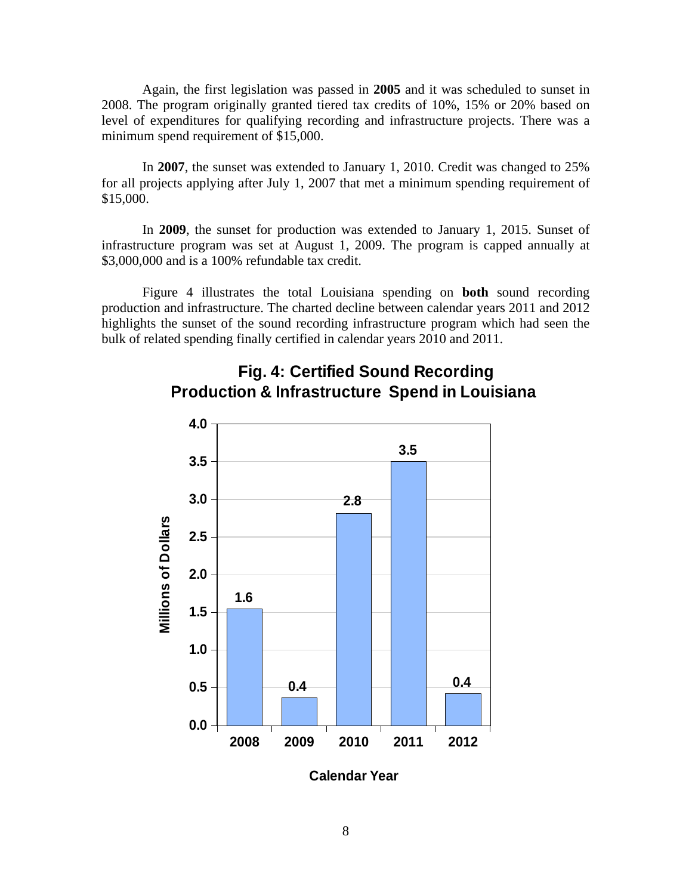Again, the first legislation was passed in **2005** and it was scheduled to sunset in 2008. The program originally granted tiered tax credits of 10%, 15% or 20% based on level of expenditures for qualifying recording and infrastructure projects. There was a minimum spend requirement of $15,000.

In **2007**, the sunset was extended to January 1, 2010. Credit was changed to 25% for all projects applying after July 1, 2007 that met a minimum spending requirement of $15,000.

In **2009**, the sunset for production was extended to January 1, 2015. Sunset of infrastructure program was set at August 1, 2009. The program is capped annually at $3,000,000 and is a 100% refundable tax credit.

Figure 4 illustrates the total Louisiana spending on **both** sound recording production and infrastructure. The charted decline between calendar years 2011 and 2012 highlights the sunset of the sound recording infrastructure program which had seen the bulk of related spending finally certified in calendar years 2010 and 2011.

**Fig. 4: Certified Sound Recording Production & Infrastructure Spend in Louisiana**

| Calendar Year | Millions of Dollars |
|---|---|
| 2008 | 1.6 |
| 2009 | 0.4 |
| 2010 | 2.8 |
| 2011 | 3.5 |
| 2012 | 0.4 |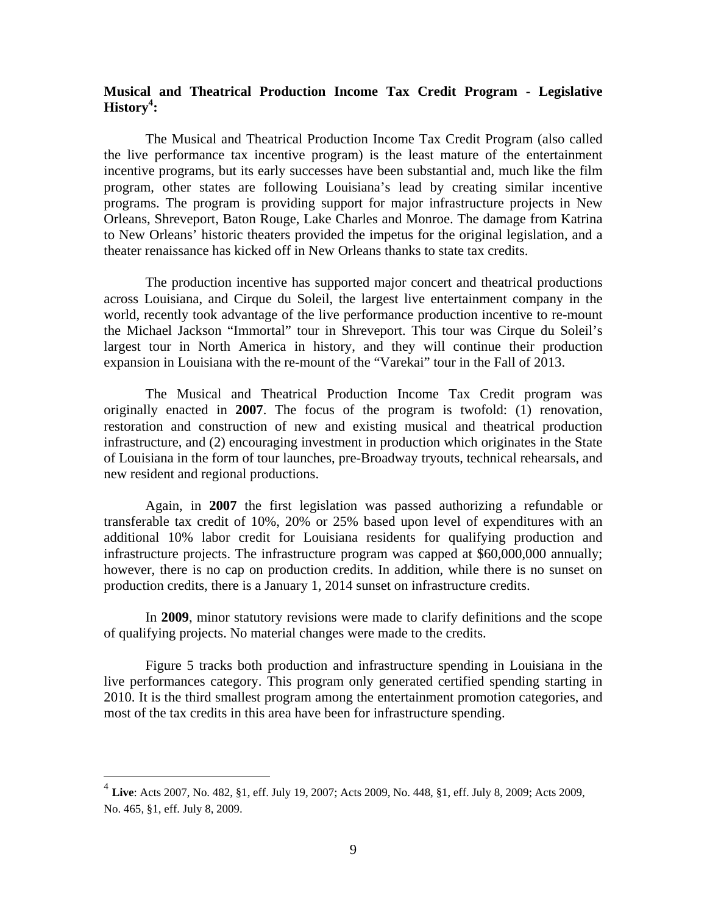**Musical and Theatrical Production Income Tax Credit Program - Legislative History[4]:**

The Musical and Theatrical Production Income Tax Credit Program (also called the live performance tax incentive program) is the least mature of the entertainment incentive programs, but its early successes have been substantial and, much like the film program, other states are following Louisiana's lead by creating similar incentive programs. The program is providing support for major infrastructure projects in New Orleans, Shreveport, Baton Rouge, Lake Charles and Monroe. The damage from Katrina to New Orleans' historic theaters provided the impetus for the original legislation, and a theater renaissance has kicked off in New Orleans thanks to state tax credits.

The production incentive has supported major concert and theatrical productions across Louisiana, and Cirque du Soleil, the largest live entertainment company in the world, recently took advantage of the live performance production incentive to re-mount the Michael Jackson "Immortal" tour in Shreveport. This tour was Cirque du Soleil's largest tour in North America in history, and they will continue their production expansion in Louisiana with the re-mount of the "Varekai" tour in the Fall of 2013.

The Musical and Theatrical Production Income Tax Credit program was originally enacted in **2007**. The focus of the program is twofold: (1) renovation, restoration and construction of new and existing musical and theatrical production infrastructure, and (2) encouraging investment in production which originates in the State of Louisiana in the form of tour launches, pre-Broadway tryouts, technical rehearsals, and new resident and regional productions.

Again, in **2007** the first legislation was passed authorizing a refundable or transferable tax credit of 10%, 20% or 25% based upon level of expenditures with an additional 10% labor credit for Louisiana residents for qualifying production and infrastructure projects. The infrastructure program was capped at $60,000,000 annually; however, there is no cap on production credits. In addition, while there is no sunset on production credits, there is a January 1, 2014 sunset on infrastructure credits.

In **2009**, minor statutory revisions were made to clarify definitions and the scope of qualifying projects. No material changes were made to the credits.

Figure 5 tracks both production and infrastructure spending in Louisiana in the live performances category. This program only generated certified spending starting in 2010. It is the third smallest program among the entertainment promotion categories, and most of the tax credits in this area have been for infrastructure spending.

---

[4] **Live**: Acts 2007, No. 482, §1, eff. July 19, 2007; Acts 2009, No. 448, §1, eff. July 8, 2009; Acts 2009, No. 465, §1, eff. July 8, 2009.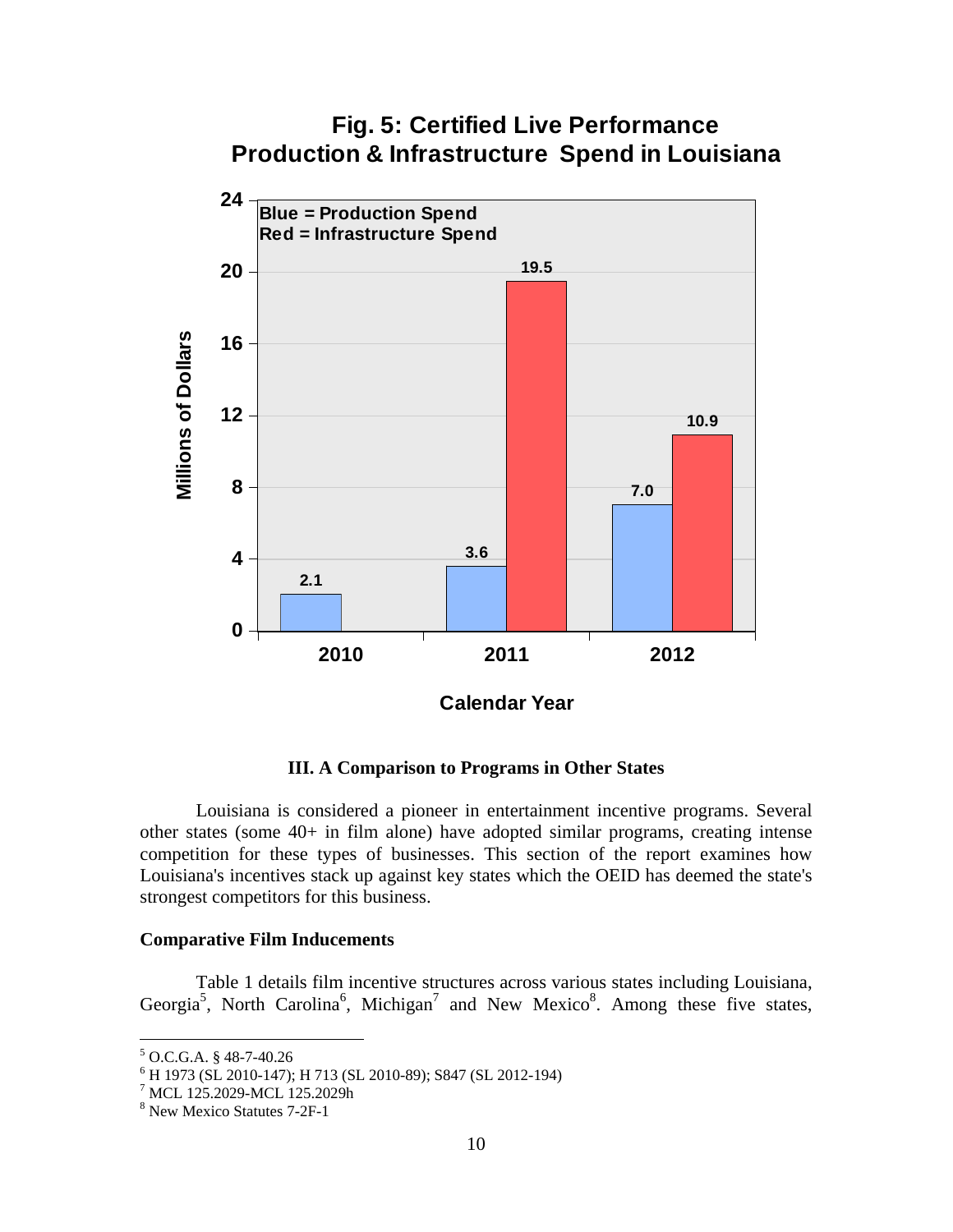**Fig. 5: Certified Live Performance Production & Infrastructure Spend in Louisiana**

| Calendar Year | Production Spend (Millions of Dollars) | Infrastructure Spend (Millions of Dollars) |
|---|---|---|
| 2010 | 2.1 | |
| 2011 | 3.6 | 19.5 |
| 2012 | 7.0 | 10.9 |

### III. A Comparison to Programs in Other States

Louisiana is considered a pioneer in entertainment incentive programs. Several other states (some 40+ in film alone) have adopted similar programs, creating intense competition for these types of businesses. This section of the report examines how Louisiana's incentives stack up against key states which the OEID has deemed the state's strongest competitors for this business.

**Comparative Film Inducements**

Table 1 details film incentive structures across various states including Louisiana, Georgia[5], North Carolina[6], Michigan[7] and New Mexico[8]. Among these five states,

---

[5] O.C.G.A. § 48-7-40.26

[6] H 1973 (SL 2010-147); H 713 (SL 2010-89); S847 (SL 2012-194)

[7] MCL 125.2029-MCL 125.2029h

[8] New Mexico Statutes 7-2F-1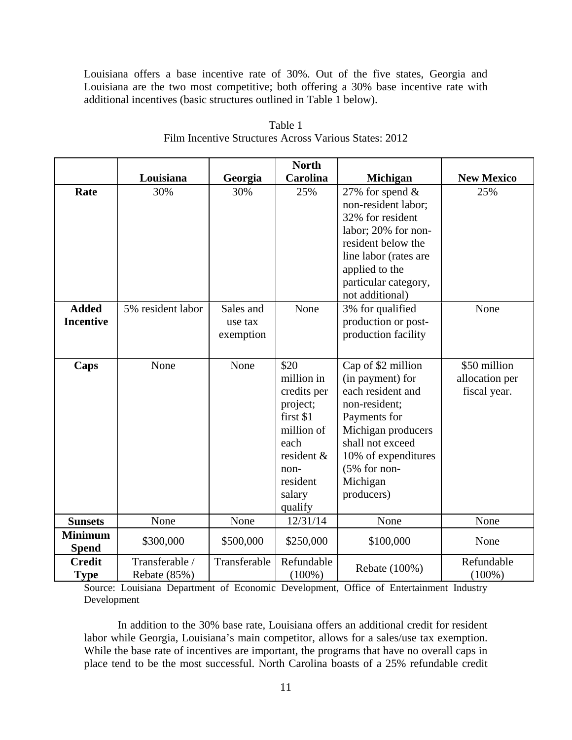Louisiana offers a base incentive rate of 30%. Out of the five states, Georgia and Louisiana are the two most competitive; both offering a 30% base incentive rate with additional incentives (basic structures outlined in Table 1 below).

Table 1
Film Incentive Structures Across Various States: 2012

| | Louisiana | Georgia | North Carolina | Michigan | New Mexico |
|---|---|---|---|---|---|
| **Rate** | 30% | 30% | 25% | 27% for spend & non-resident labor; 32% for resident labor; 20% for non-resident below the line labor (rates are applied to the particular category, not additional) | 25% |
| **Added Incentive** | 5% resident labor | Sales and use tax exemption | None | 3% for qualified production or post-production facility | None |
| **Caps** | None | None | $20 million in credits per project; first $1 million of each resident & non-resident salary qualify | Cap of $2 million (in payment) for each resident and non-resident; Payments for Michigan producers shall not exceed 10% of expenditures (5% for non-Michigan producers) | $50 million allocation per fiscal year. |
| **Sunsets** | None | None | 12/31/14 | None | None |
| **Minimum Spend** | $300,000 | $500,000 | $250,000 | $100,000 | None |
| **Credit Type** | Transferable / Rebate (85%) | Transferable | Refundable (100%) | Rebate (100%) | Refundable (100%) |

Source: Louisiana Department of Economic Development, Office of Entertainment Industry Development

In addition to the 30% base rate, Louisiana offers an additional credit for resident labor while Georgia, Louisiana's main competitor, allows for a sales/use tax exemption. While the base rate of incentives are important, the programs that have no overall caps in place tend to be the most successful. North Carolina boasts of a 25% refundable credit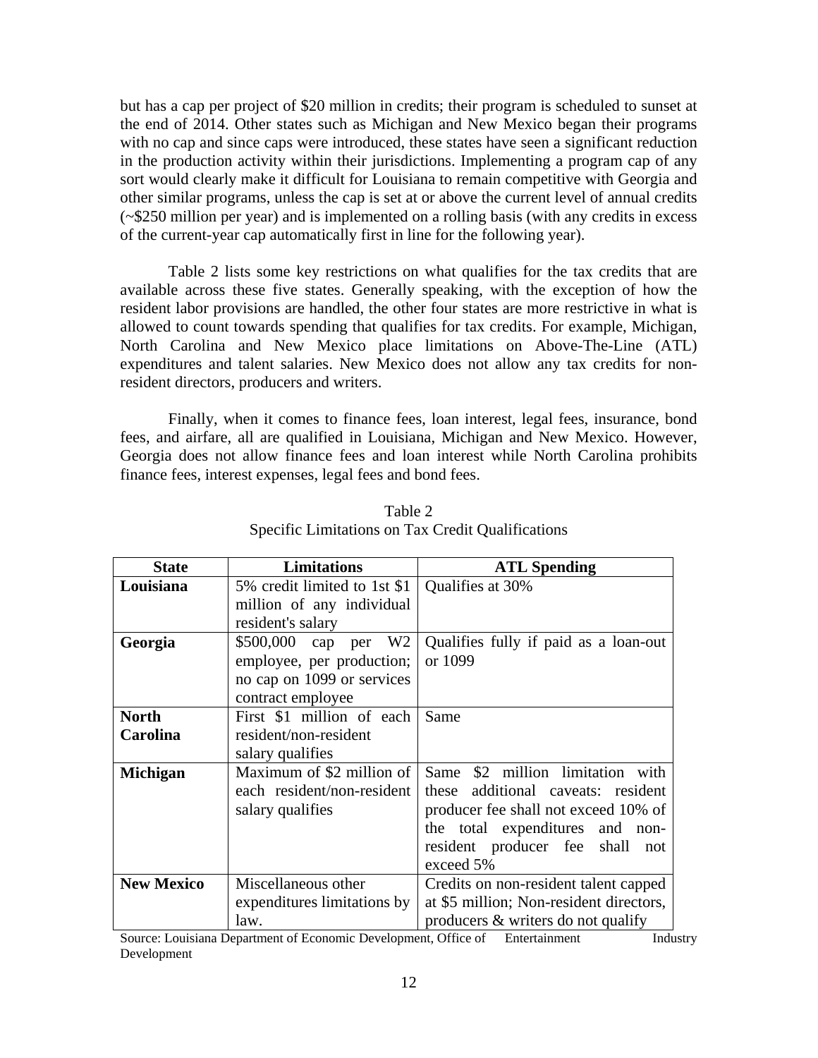but has a cap per project of $20 million in credits; their program is scheduled to sunset at the end of 2014. Other states such as Michigan and New Mexico began their programs with no cap and since caps were introduced, these states have seen a significant reduction in the production activity within their jurisdictions. Implementing a program cap of any sort would clearly make it difficult for Louisiana to remain competitive with Georgia and other similar programs, unless the cap is set at or above the current level of annual credits (~$250 million per year) and is implemented on a rolling basis (with any credits in excess of the current-year cap automatically first in line for the following year).

Table 2 lists some key restrictions on what qualifies for the tax credits that are available across these five states. Generally speaking, with the exception of how the resident labor provisions are handled, the other four states are more restrictive in what is allowed to count towards spending that qualifies for tax credits. For example, Michigan, North Carolina and New Mexico place limitations on Above-The-Line (ATL) expenditures and talent salaries. New Mexico does not allow any tax credits for non-resident directors, producers and writers.

Finally, when it comes to finance fees, loan interest, legal fees, insurance, bond fees, and airfare, all are qualified in Louisiana, Michigan and New Mexico. However, Georgia does not allow finance fees and loan interest while North Carolina prohibits finance fees, interest expenses, legal fees and bond fees.

Table 2
Specific Limitations on Tax Credit Qualifications

| State | Limitations | ATL Spending |
| --- | --- | --- |
| **Louisiana** | 5% credit limited to 1st $1 million of any individual resident's salary | Qualifies at 30% |
| **Georgia** | $500,000 cap per W2 employee, per production; no cap on 1099 or services contract employee | Qualifies fully if paid as a loan-out or 1099 |
| **North Carolina** | First $1 million of each resident/non-resident salary qualifies | Same |
| **Michigan** | Maximum of $2 million of each resident/non-resident salary qualifies | Same $2 million limitation with these additional caveats: resident producer fee shall not exceed 10% of the total expenditures and non-resident producer fee shall not exceed 5% |
| **New Mexico** | Miscellaneous other expenditures limitations by law. | Credits on non-resident talent capped at $5 million; Non-resident directors, producers & writers do not qualify |

Source: Louisiana Department of Economic Development, Office of Entertainment Industry Development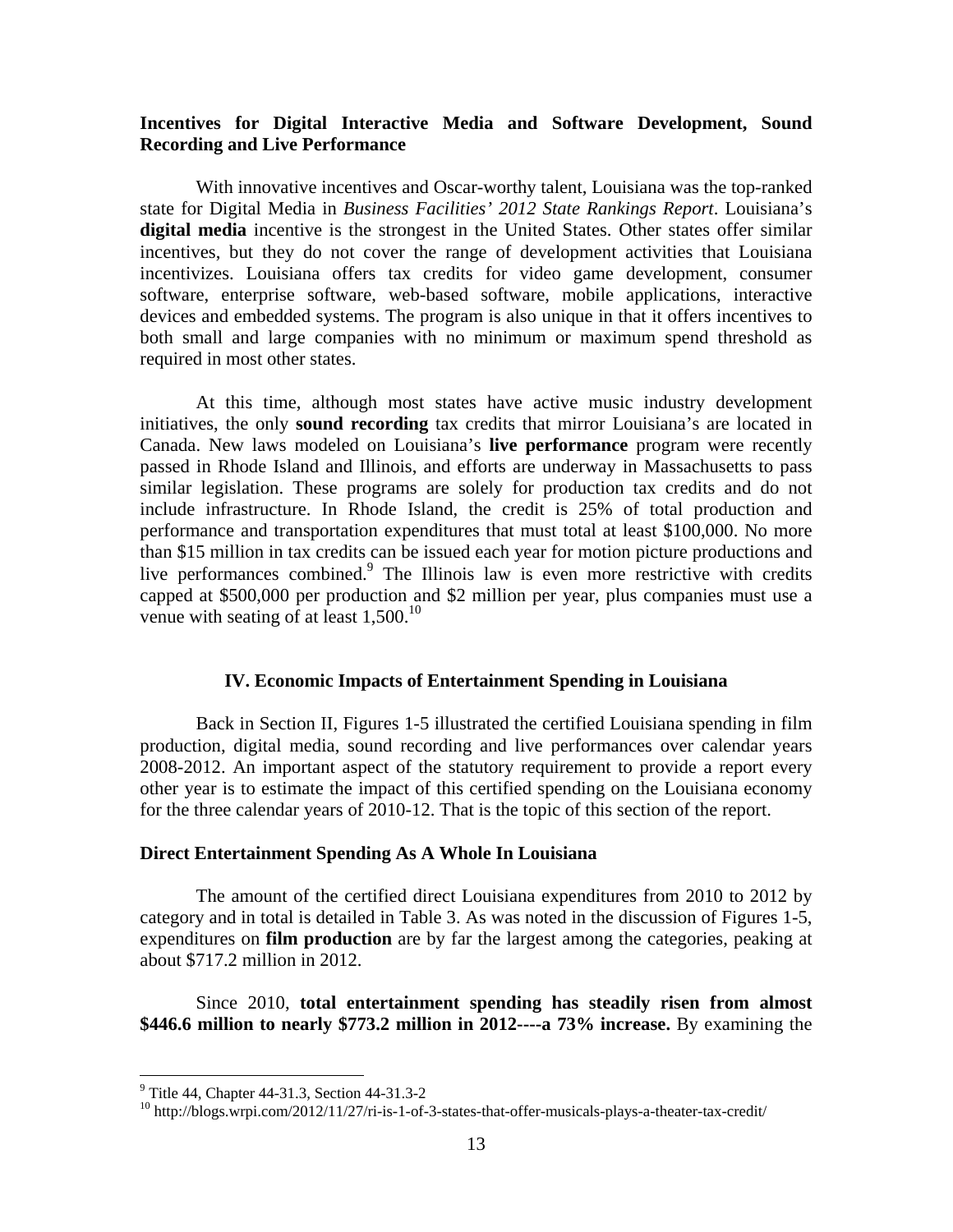**Incentives for Digital Interactive Media and Software Development, Sound Recording and Live Performance**

With innovative incentives and Oscar-worthy talent, Louisiana was the top-ranked state for Digital Media in *Business Facilities' 2012 State Rankings Report*. Louisiana's **digital media** incentive is the strongest in the United States. Other states offer similar incentives, but they do not cover the range of development activities that Louisiana incentivizes. Louisiana offers tax credits for video game development, consumer software, enterprise software, web-based software, mobile applications, interactive devices and embedded systems. The program is also unique in that it offers incentives to both small and large companies with no minimum or maximum spend threshold as required in most other states.

At this time, although most states have active music industry development initiatives, the only **sound recording** tax credits that mirror Louisiana's are located in Canada. New laws modeled on Louisiana's **live performance** program were recently passed in Rhode Island and Illinois, and efforts are underway in Massachusetts to pass similar legislation. These programs are solely for production tax credits and do not include infrastructure. In Rhode Island, the credit is 25% of total production and performance and transportation expenditures that must total at least $100,000. No more than $15 million in tax credits can be issued each year for motion picture productions and live performances combined.[9] The Illinois law is even more restrictive with credits capped at $500,000 per production and $2 million per year, plus companies must use a venue with seating of at least 1,500.[10]

## IV. Economic Impacts of Entertainment Spending in Louisiana

Back in Section II, Figures 1-5 illustrated the certified Louisiana spending in film production, digital media, sound recording and live performances over calendar years 2008-2012. An important aspect of the statutory requirement to provide a report every other year is to estimate the impact of this certified spending on the Louisiana economy for the three calendar years of 2010-12. That is the topic of this section of the report.

### Direct Entertainment Spending As A Whole In Louisiana

The amount of the certified direct Louisiana expenditures from 2010 to 2012 by category and in total is detailed in Table 3. As was noted in the discussion of Figures 1-5, expenditures on **film production** are by far the largest among the categories, peaking at about $717.2 million in 2012.

Since 2010, **total entertainment spending has steadily risen from almost $446.6 million to nearly $773.2 million in 2012----a 73% increase.** By examining the

[9] Title 44, Chapter 44-31.3, Section 44-31.3-2

[10] http://blogs.wrpi.com/2012/11/27/ri-is-1-of-3-states-that-offer-musicals-plays-a-theater-tax-credit/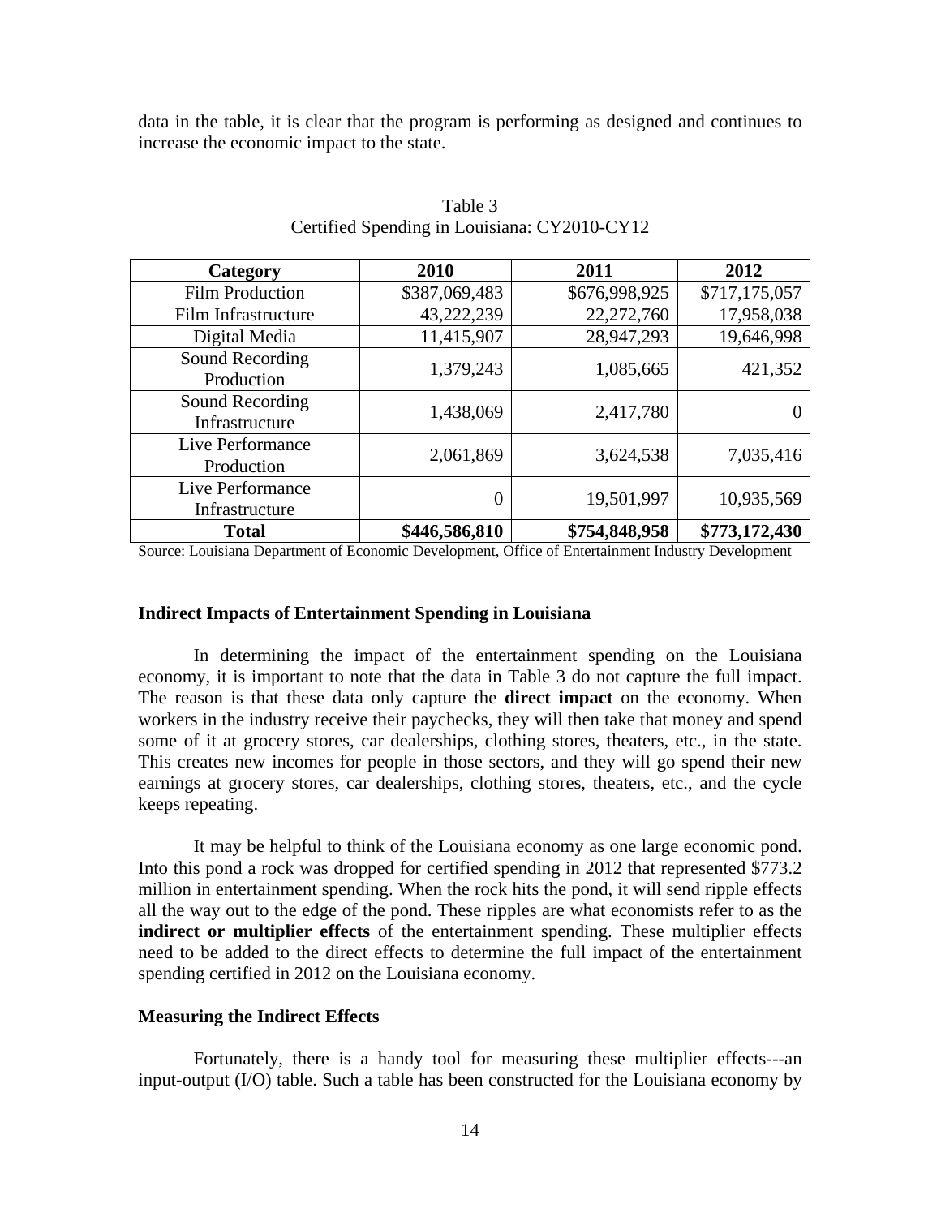data in the table, it is clear that the program is performing as designed and continues to increase the economic impact to the state.

Table 3
Certified Spending in Louisiana: CY2010-CY12

| Category | 2010 | 2011 | 2012 |
|---|---|---|---|
| Film Production | $387,069,483 | $676,998,925 | $717,175,057 |
| Film Infrastructure | 43,222,239 | 22,272,760 | 17,958,038 |
| Digital Media | 11,415,907 | 28,947,293 | 19,646,998 |
| Sound Recording Production | 1,379,243 | 1,085,665 | 421,352 |
| Sound Recording Infrastructure | 1,438,069 | 2,417,780 | 0 |
| Live Performance Production | 2,061,869 | 3,624,538 | 7,035,416 |
| Live Performance Infrastructure | 0 | 19,501,997 | 10,935,569 |
| **Total** | **$446,586,810** | **$754,848,958** | **$773,172,430** |

Source: Louisiana Department of Economic Development, Office of Entertainment Industry Development

### Indirect Impacts of Entertainment Spending in Louisiana

In determining the impact of the entertainment spending on the Louisiana economy, it is important to note that the data in Table 3 do not capture the full impact. The reason is that these data only capture the **direct impact** on the economy. When workers in the industry receive their paychecks, they will then take that money and spend some of it at grocery stores, car dealerships, clothing stores, theaters, etc., in the state. This creates new incomes for people in those sectors, and they will go spend their new earnings at grocery stores, car dealerships, clothing stores, theaters, etc., and the cycle keeps repeating.

It may be helpful to think of the Louisiana economy as one large economic pond. Into this pond a rock was dropped for certified spending in 2012 that represented $773.2 million in entertainment spending. When the rock hits the pond, it will send ripple effects all the way out to the edge of the pond. These ripples are what economists refer to as the **indirect or multiplier effects** of the entertainment spending. These multiplier effects need to be added to the direct effects to determine the full impact of the entertainment spending certified in 2012 on the Louisiana economy.

### Measuring the Indirect Effects

Fortunately, there is a handy tool for measuring these multiplier effects---an input-output (I/O) table. Such a table has been constructed for the Louisiana economy by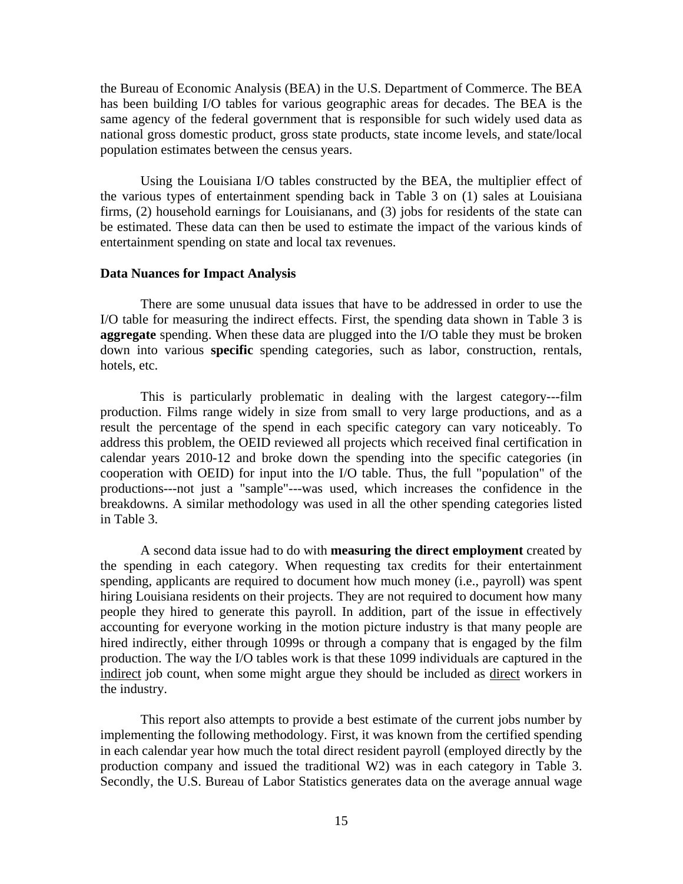the Bureau of Economic Analysis (BEA) in the U.S. Department of Commerce. The BEA has been building I/O tables for various geographic areas for decades. The BEA is the same agency of the federal government that is responsible for such widely used data as national gross domestic product, gross state products, state income levels, and state/local population estimates between the census years.

Using the Louisiana I/O tables constructed by the BEA, the multiplier effect of the various types of entertainment spending back in Table 3 on (1) sales at Louisiana firms, (2) household earnings for Louisianans, and (3) jobs for residents of the state can be estimated. These data can then be used to estimate the impact of the various kinds of entertainment spending on state and local tax revenues.

**Data Nuances for Impact Analysis**

There are some unusual data issues that have to be addressed in order to use the I/O table for measuring the indirect effects. First, the spending data shown in Table 3 is **aggregate** spending. When these data are plugged into the I/O table they must be broken down into various **specific** spending categories, such as labor, construction, rentals, hotels, etc.

This is particularly problematic in dealing with the largest category---film production. Films range widely in size from small to very large productions, and as a result the percentage of the spend in each specific category can vary noticeably. To address this problem, the OEID reviewed all projects which received final certification in calendar years 2010-12 and broke down the spending into the specific categories (in cooperation with OEID) for input into the I/O table. Thus, the full "population" of the productions---not just a "sample"---was used, which increases the confidence in the breakdowns. A similar methodology was used in all the other spending categories listed in Table 3.

A second data issue had to do with **measuring the direct employment** created by the spending in each category. When requesting tax credits for their entertainment spending, applicants are required to document how much money (i.e., payroll) was spent hiring Louisiana residents on their projects. They are not required to document how many people they hired to generate this payroll. In addition, part of the issue in effectively accounting for everyone working in the motion picture industry is that many people are hired indirectly, either through 1099s or through a company that is engaged by the film production. The way the I/O tables work is that these 1099 individuals are captured in the indirect job count, when some might argue they should be included as direct workers in the industry.

This report also attempts to provide a best estimate of the current jobs number by implementing the following methodology. First, it was known from the certified spending in each calendar year how much the total direct resident payroll (employed directly by the production company and issued the traditional W2) was in each category in Table 3. Secondly, the U.S. Bureau of Labor Statistics generates data on the average annual wage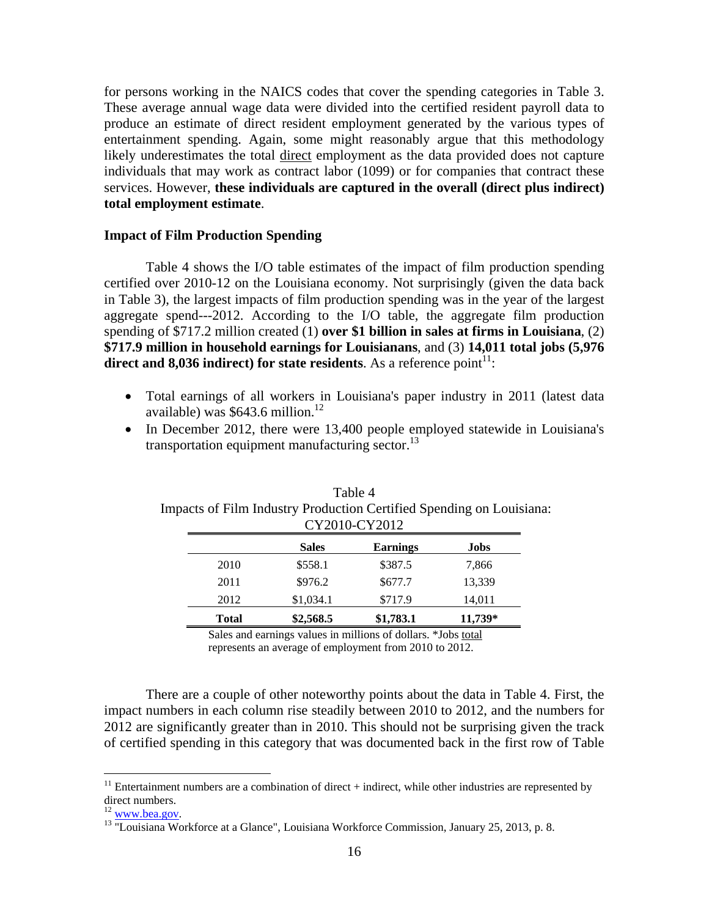for persons working in the NAICS codes that cover the spending categories in Table 3. These average annual wage data were divided into the certified resident payroll data to produce an estimate of direct resident employment generated by the various types of entertainment spending. Again, some might reasonably argue that this methodology likely underestimates the total direct employment as the data provided does not capture individuals that may work as contract labor (1099) or for companies that contract these services. However, **these individuals are captured in the overall (direct plus indirect) total employment estimate**.

### Impact of Film Production Spending

Table 4 shows the I/O table estimates of the impact of film production spending certified over 2010-12 on the Louisiana economy. Not surprisingly (given the data back in Table 3), the largest impacts of film production spending was in the year of the largest aggregate spend---2012. According to the I/O table, the aggregate film production spending of $717.2 million created (1) **over $1 billion in sales at firms in Louisiana**, (2) **$717.9 million in household earnings for Louisianans**, and (3) **14,011 total jobs (5,976 direct and 8,036 indirect) for state residents**. As a reference point[11]:

- Total earnings of all workers in Louisiana's paper industry in 2011 (latest data available) was $643.6 million.[12]
- In December 2012, there were 13,400 people employed statewide in Louisiana's transportation equipment manufacturing sector.[13]

Table 4
Impacts of Film Industry Production Certified Spending on Louisiana: CY2010-CY2012

| | Sales | Earnings | Jobs |
|---|---|---|---|
| 2010 | $558.1 | $387.5 | 7,866 |
| 2011 | $976.2 | $677.7 | 13,339 |
| 2012 | $1,034.1 | $717.9 | 14,011 |
| **Total** | **$2,568.5** | **$1,783.1** | **11,739*** |

Sales and earnings values in millions of dollars. *Jobs total represents an average of employment from 2010 to 2012.

There are a couple of other noteworthy points about the data in Table 4. First, the impact numbers in each column rise steadily between 2010 to 2012, and the numbers for 2012 are significantly greater than in 2010. This should not be surprising given the track of certified spending in this category that was documented back in the first row of Table

[11] Entertainment numbers are a combination of direct + indirect, while other industries are represented by direct numbers.

[12] www.bea.gov.

[13] "Louisiana Workforce at a Glance", Louisiana Workforce Commission, January 25, 2013, p. 8.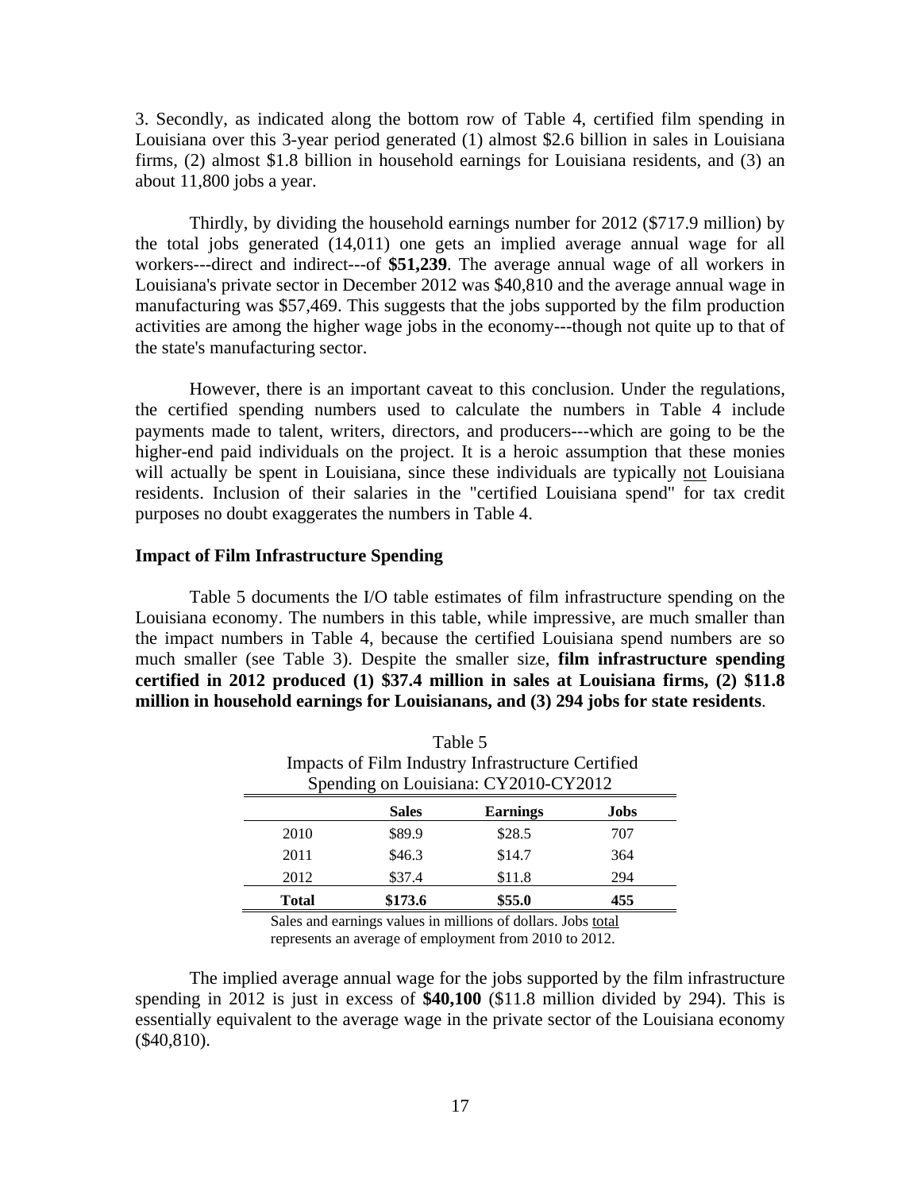3. Secondly, as indicated along the bottom row of Table 4, certified film spending in Louisiana over this 3-year period generated (1) almost \$2.6 billion in sales in Louisiana firms, (2) almost \$1.8 billion in household earnings for Louisiana residents, and (3) an about 11,800 jobs a year.

Thirdly, by dividing the household earnings number for 2012 (\$717.9 million) by the total jobs generated (14,011) one gets an implied average annual wage for all workers---direct and indirect---of **\$51,239**. The average annual wage of all workers in Louisiana's private sector in December 2012 was \$40,810 and the average annual wage in manufacturing was \$57,469. This suggests that the jobs supported by the film production activities are among the higher wage jobs in the economy---though not quite up to that of the state's manufacturing sector.

However, there is an important caveat to this conclusion. Under the regulations, the certified spending numbers used to calculate the numbers in Table 4 include payments made to talent, writers, directors, and producers---which are going to be the higher-end paid individuals on the project. It is a heroic assumption that these monies will actually be spent in Louisiana, since these individuals are typically <u>not</u> Louisiana residents. Inclusion of their salaries in the "certified Louisiana spend" for tax credit purposes no doubt exaggerates the numbers in Table 4.

**Impact of Film Infrastructure Spending**

Table 5 documents the I/O table estimates of film infrastructure spending on the Louisiana economy. The numbers in this table, while impressive, are much smaller than the impact numbers in Table 4, because the certified Louisiana spend numbers are so much smaller (see Table 3). Despite the smaller size, **film infrastructure spending certified in 2012 produced (1) \$37.4 million in sales at Louisiana firms, (2) \$11.8 million in household earnings for Louisianans, and (3) 294 jobs for state residents**.

Table 5
Impacts of Film Industry Infrastructure Certified Spending on Louisiana: CY2010-CY2012

| | **Sales** | **Earnings** | **Jobs** |
|---|---|---|---|
| 2010 | \$89.9 | \$28.5 | 707 |
| 2011 | \$46.3 | \$14.7 | 364 |
| 2012 | \$37.4 | \$11.8 | 294 |
| **Total** | **\$173.6** | **\$55.0** | **455** |

Sales and earnings values in millions of dollars. Jobs <u>total</u> represents an average of employment from 2010 to 2012.

The implied average annual wage for the jobs supported by the film infrastructure spending in 2012 is just in excess of **\$40,100** (\$11.8 million divided by 294). This is essentially equivalent to the average wage in the private sector of the Louisiana economy (\$40,810).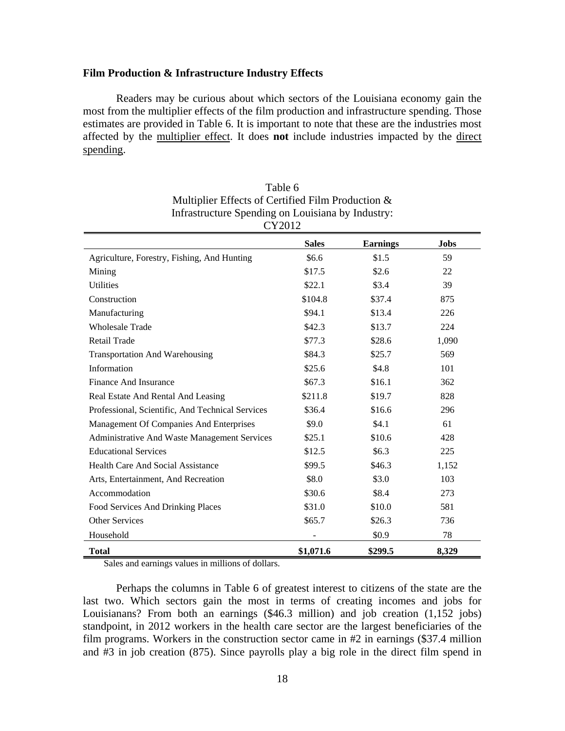**Film Production & Infrastructure Industry Effects**

Readers may be curious about which sectors of the Louisiana economy gain the most from the multiplier effects of the film production and infrastructure spending. Those estimates are provided in Table 6. It is important to note that these are the industries most affected by the multiplier effect. It does **not** include industries impacted by the direct spending.

Table 6
Multiplier Effects of Certified Film Production & Infrastructure Spending on Louisiana by Industry: CY2012

| | Sales | Earnings | Jobs |
|---|---|---|---|
| Agriculture, Forestry, Fishing, And Hunting | $6.6 | $1.5 | 59 |
| Mining | $17.5 | $2.6 | 22 |
| Utilities | $22.1 | $3.4 | 39 |
| Construction | $104.8 | $37.4 | 875 |
| Manufacturing | $94.1 | $13.4 | 226 |
| Wholesale Trade | $42.3 | $13.7 | 224 |
| Retail Trade | $77.3 | $28.6 | 1,090 |
| Transportation And Warehousing | $84.3 | $25.7 | 569 |
| Information | $25.6 | $4.8 | 101 |
| Finance And Insurance | $67.3 | $16.1 | 362 |
| Real Estate And Rental And Leasing | $211.8 | $19.7 | 828 |
| Professional, Scientific, And Technical Services | $36.4 | $16.6 | 296 |
| Management Of Companies And Enterprises | $9.0 | $4.1 | 61 |
| Administrative And Waste Management Services | $25.1 | $10.6 | 428 |
| Educational Services | $12.5 | $6.3 | 225 |
| Health Care And Social Assistance | $99.5 | $46.3 | 1,152 |
| Arts, Entertainment, And Recreation | $8.0 | $3.0 | 103 |
| Accommodation | $30.6 | $8.4 | 273 |
| Food Services And Drinking Places | $31.0 | $10.0 | 581 |
| Other Services | $65.7 | $26.3 | 736 |
| Household | - | $0.9 | 78 |
| **Total** | **$1,071.6** | **$299.5** | **8,329** |

Sales and earnings values in millions of dollars.

Perhaps the columns in Table 6 of greatest interest to citizens of the state are the last two. Which sectors gain the most in terms of creating incomes and jobs for Louisianans? From both an earnings ($46.3 million) and job creation (1,152 jobs) standpoint, in 2012 workers in the health care sector are the largest beneficiaries of the film programs. Workers in the construction sector came in #2 in earnings ($37.4 million and #3 in job creation (875). Since payrolls play a big role in the direct film spend in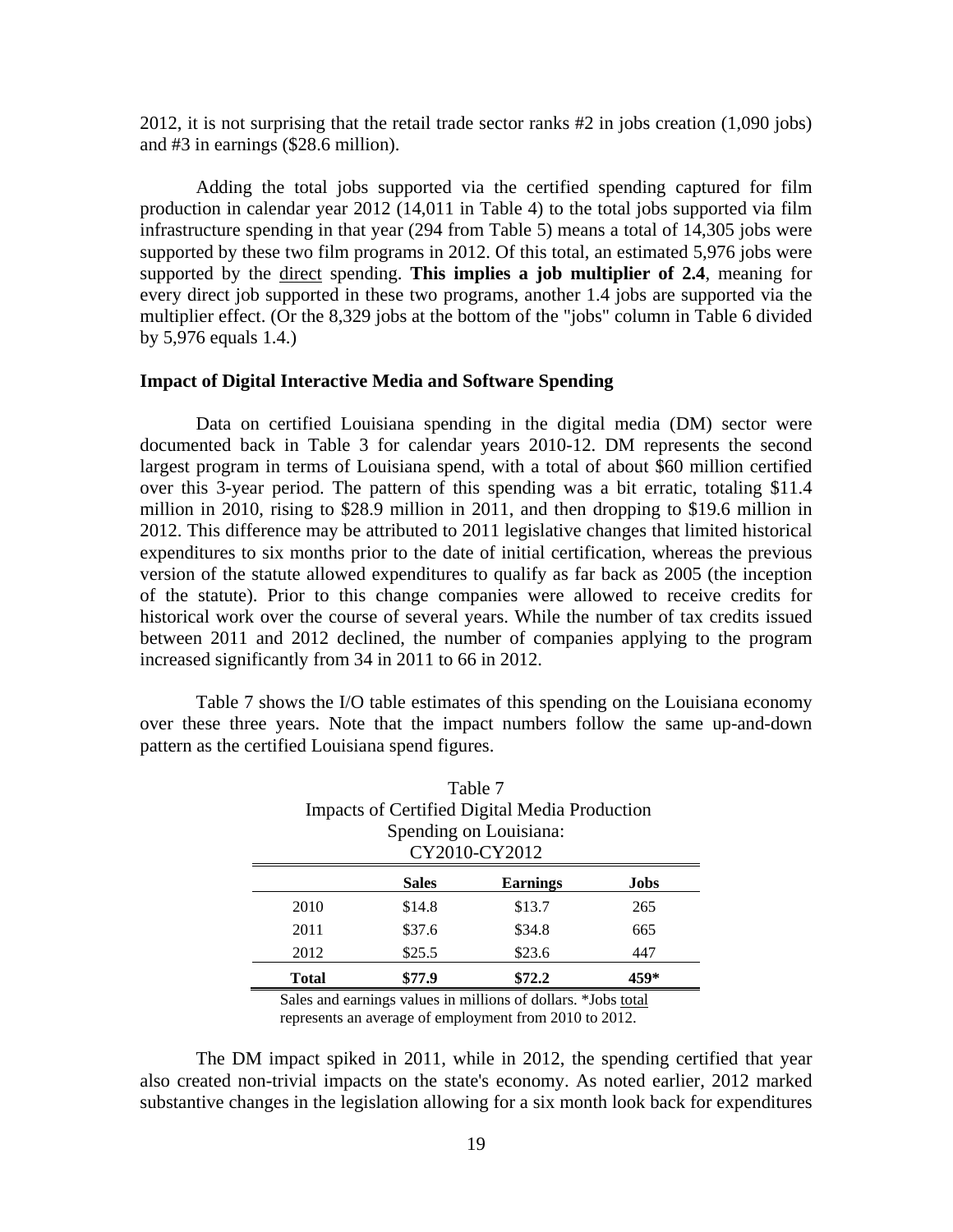2012, it is not surprising that the retail trade sector ranks #2 in jobs creation (1,090 jobs) and #3 in earnings ($28.6 million).

Adding the total jobs supported via the certified spending captured for film production in calendar year 2012 (14,011 in Table 4) to the total jobs supported via film infrastructure spending in that year (294 from Table 5) means a total of 14,305 jobs were supported by these two film programs in 2012. Of this total, an estimated 5,976 jobs were supported by the <u>direct</u> spending. **This implies a job multiplier of 2.4**, meaning for every direct job supported in these two programs, another 1.4 jobs are supported via the multiplier effect. (Or the 8,329 jobs at the bottom of the "jobs" column in Table 6 divided by 5,976 equals 1.4.)

### Impact of Digital Interactive Media and Software Spending

Data on certified Louisiana spending in the digital media (DM) sector were documented back in Table 3 for calendar years 2010-12. DM represents the second largest program in terms of Louisiana spend, with a total of about $60 million certified over this 3-year period. The pattern of this spending was a bit erratic, totaling $11.4 million in 2010, rising to $28.9 million in 2011, and then dropping to $19.6 million in 2012. This difference may be attributed to 2011 legislative changes that limited historical expenditures to six months prior to the date of initial certification, whereas the previous version of the statute allowed expenditures to qualify as far back as 2005 (the inception of the statute). Prior to this change companies were allowed to receive credits for historical work over the course of several years. While the number of tax credits issued between 2011 and 2012 declined, the number of companies applying to the program increased significantly from 34 in 2011 to 66 in 2012.

Table 7 shows the I/O table estimates of this spending on the Louisiana economy over these three years. Note that the impact numbers follow the same up-and-down pattern as the certified Louisiana spend figures.

Table 7
Impacts of Certified Digital Media Production Spending on Louisiana:
CY2010-CY2012

| | Sales | Earnings | Jobs |
|---|---|---|---|
| 2010 | $14.8 | $13.7 | 265 |
| 2011 | $37.6 | $34.8 | 665 |
| 2012 | $25.5 | $23.6 | 447 |
| **Total** | **$77.9** | **$72.2** | **459*** |

Sales and earnings values in millions of dollars. *Jobs <u>total</u> represents an average of employment from 2010 to 2012.

The DM impact spiked in 2011, while in 2012, the spending certified that year also created non-trivial impacts on the state's economy. As noted earlier, 2012 marked substantive changes in the legislation allowing for a six month look back for expenditures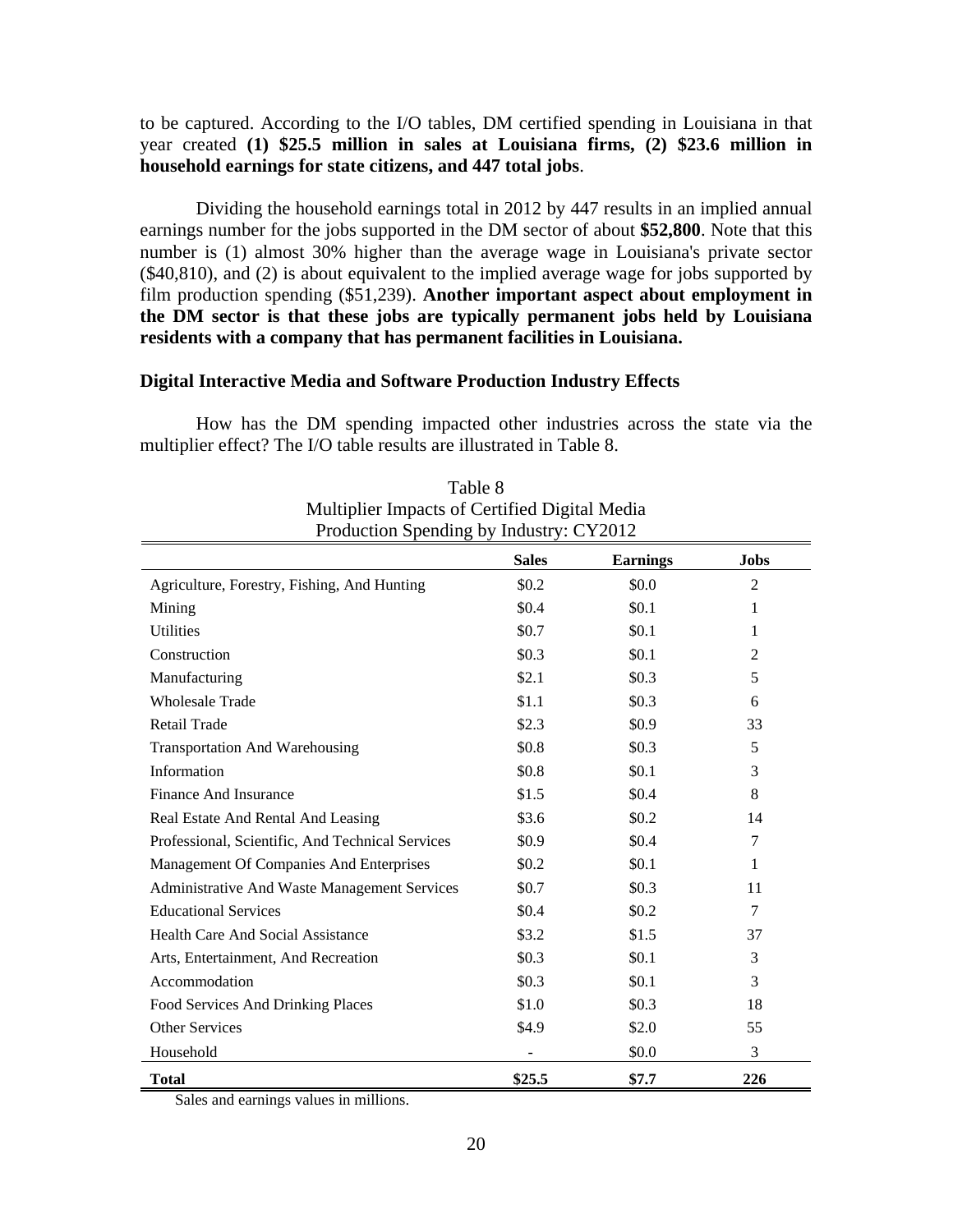to be captured. According to the I/O tables, DM certified spending in Louisiana in that year created **(1) $25.5 million in sales at Louisiana firms, (2) $23.6 million in household earnings for state citizens, and 447 total jobs**.

Dividing the household earnings total in 2012 by 447 results in an implied annual earnings number for the jobs supported in the DM sector of about **$52,800**. Note that this number is (1) almost 30% higher than the average wage in Louisiana's private sector ($40,810), and (2) is about equivalent to the implied average wage for jobs supported by film production spending ($51,239). **Another important aspect about employment in the DM sector is that these jobs are typically permanent jobs held by Louisiana residents with a company that has permanent facilities in Louisiana.**

### Digital Interactive Media and Software Production Industry Effects

How has the DM spending impacted other industries across the state via the multiplier effect? The I/O table results are illustrated in Table 8.

Table 8
Multiplier Impacts of Certified Digital Media Production Spending by Industry: CY2012

| | Sales | Earnings | Jobs |
|---|---|---|---|
| Agriculture, Forestry, Fishing, And Hunting | $0.2 | $0.0 | 2 |
| Mining | $0.4 | $0.1 | 1 |
| Utilities | $0.7 | $0.1 | 1 |
| Construction | $0.3 | $0.1 | 2 |
| Manufacturing | $2.1 | $0.3 | 5 |
| Wholesale Trade | $1.1 | $0.3 | 6 |
| Retail Trade | $2.3 | $0.9 | 33 |
| Transportation And Warehousing | $0.8 | $0.3 | 5 |
| Information | $0.8 | $0.1 | 3 |
| Finance And Insurance | $1.5 | $0.4 | 8 |
| Real Estate And Rental And Leasing | $3.6 | $0.2 | 14 |
| Professional, Scientific, And Technical Services | $0.9 | $0.4 | 7 |
| Management Of Companies And Enterprises | $0.2 | $0.1 | 1 |
| Administrative And Waste Management Services | $0.7 | $0.3 | 11 |
| Educational Services | $0.4 | $0.2 | 7 |
| Health Care And Social Assistance | $3.2 | $1.5 | 37 |
| Arts, Entertainment, And Recreation | $0.3 | $0.1 | 3 |
| Accommodation | $0.3 | $0.1 | 3 |
| Food Services And Drinking Places | $1.0 | $0.3 | 18 |
| Other Services | $4.9 | $2.0 | 55 |
| Household | - | $0.0 | 3 |
| **Total** | **$25.5** | **$7.7** | **226** |

Sales and earnings values in millions.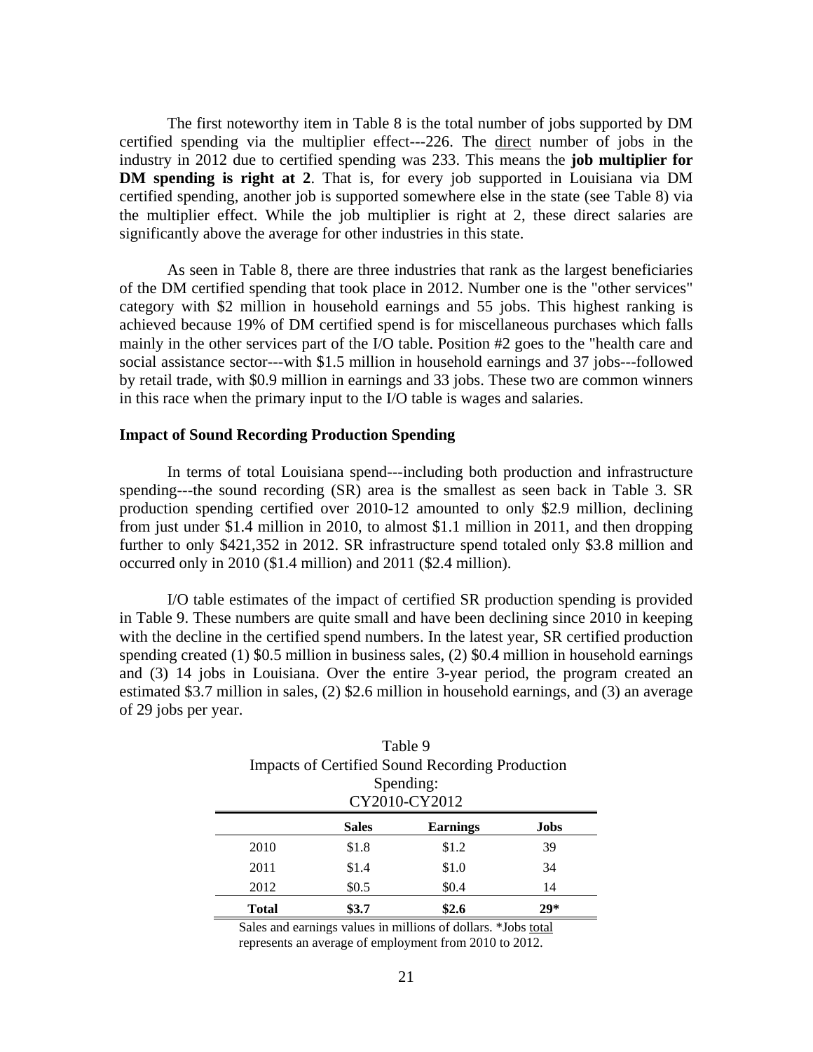The first noteworthy item in Table 8 is the total number of jobs supported by DM certified spending via the multiplier effect---226. The direct number of jobs in the industry in 2012 due to certified spending was 233. This means the **job multiplier for DM spending is right at 2**. That is, for every job supported in Louisiana via DM certified spending, another job is supported somewhere else in the state (see Table 8) via the multiplier effect. While the job multiplier is right at 2, these direct salaries are significantly above the average for other industries in this state.

As seen in Table 8, there are three industries that rank as the largest beneficiaries of the DM certified spending that took place in 2012. Number one is the "other services" category with $2 million in household earnings and 55 jobs. This highest ranking is achieved because 19% of DM certified spend is for miscellaneous purchases which falls mainly in the other services part of the I/O table. Position #2 goes to the "health care and social assistance sector---with $1.5 million in household earnings and 37 jobs---followed by retail trade, with $0.9 million in earnings and 33 jobs. These two are common winners in this race when the primary input to the I/O table is wages and salaries.

**Impact of Sound Recording Production Spending**

In terms of total Louisiana spend---including both production and infrastructure spending---the sound recording (SR) area is the smallest as seen back in Table 3. SR production spending certified over 2010-12 amounted to only $2.9 million, declining from just under $1.4 million in 2010, to almost $1.1 million in 2011, and then dropping further to only $421,352 in 2012. SR infrastructure spend totaled only $3.8 million and occurred only in 2010 ($1.4 million) and 2011 ($2.4 million).

I/O table estimates of the impact of certified SR production spending is provided in Table 9. These numbers are quite small and have been declining since 2010 in keeping with the decline in the certified spend numbers. In the latest year, SR certified production spending created (1) $0.5 million in business sales, (2) $0.4 million in household earnings and (3) 14 jobs in Louisiana. Over the entire 3-year period, the program created an estimated $3.7 million in sales, (2) $2.6 million in household earnings, and (3) an average of 29 jobs per year.

Table 9
Impacts of Certified Sound Recording Production Spending:
CY2010-CY2012

| | Sales | Earnings | Jobs |
|---|---|---|---|
| 2010 | $1.8 | $1.2 | 39 |
| 2011 | $1.4 | $1.0 | 34 |
| 2012 | $0.5 | $0.4 | 14 |
| **Total** | **$3.7** | **$2.6** | **29*** |

Sales and earnings values in millions of dollars. *Jobs total represents an average of employment from 2010 to 2012.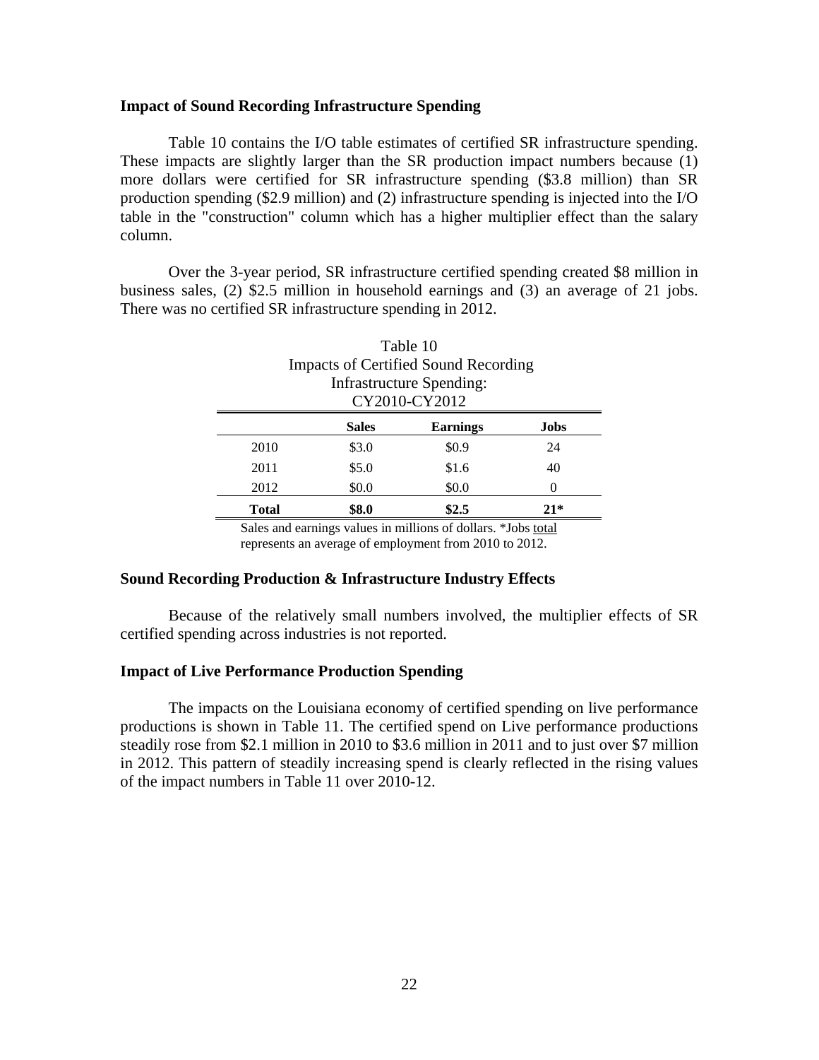**Impact of Sound Recording Infrastructure Spending**

Table 10 contains the I/O table estimates of certified SR infrastructure spending. These impacts are slightly larger than the SR production impact numbers because (1) more dollars were certified for SR infrastructure spending ($3.8 million) than SR production spending ($2.9 million) and (2) infrastructure spending is injected into the I/O table in the "construction" column which has a higher multiplier effect than the salary column.

Over the 3-year period, SR infrastructure certified spending created $8 million in business sales, (2) $2.5 million in household earnings and (3) an average of 21 jobs. There was no certified SR infrastructure spending in 2012.

Table 10
Impacts of Certified Sound Recording Infrastructure Spending:
CY2010-CY2012

| | Sales | Earnings | Jobs |
|---|---|---|---|
| 2010 | $3.0 | $0.9 | 24 |
| 2011 | $5.0 | $1.6 | 40 |
| 2012 | $0.0 | $0.0 | 0 |
| **Total** | **$8.0** | **$2.5** | **21*** |

Sales and earnings values in millions of dollars. *Jobs total represents an average of employment from 2010 to 2012.

**Sound Recording Production & Infrastructure Industry Effects**

Because of the relatively small numbers involved, the multiplier effects of SR certified spending across industries is not reported.

**Impact of Live Performance Production Spending**

The impacts on the Louisiana economy of certified spending on live performance productions is shown in Table 11. The certified spend on Live performance productions steadily rose from $2.1 million in 2010 to $3.6 million in 2011 and to just over $7 million in 2012. This pattern of steadily increasing spend is clearly reflected in the rising values of the impact numbers in Table 11 over 2010-12.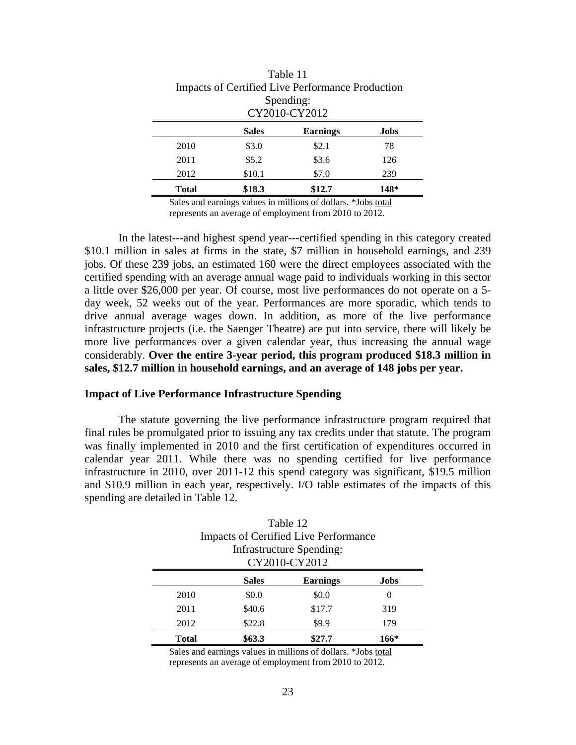Table 11
Impacts of Certified Live Performance Production Spending:
CY2010-CY2012

| | Sales | Earnings | Jobs |
|---|---|---|---|
| 2010 | $3.0 | $2.1 | 78 |
| 2011 | $5.2 | $3.6 | 126 |
| 2012 | $10.1 | $7.0 | 239 |
| **Total** | **$18.3** | **$12.7** | **148*** |

Sales and earnings values in millions of dollars. *Jobs total represents an average of employment from 2010 to 2012.

In the latest---and highest spend year---certified spending in this category created $10.1 million in sales at firms in the state, $7 million in household earnings, and 239 jobs. Of these 239 jobs, an estimated 160 were the direct employees associated with the certified spending with an average annual wage paid to individuals working in this sector a little over $26,000 per year. Of course, most live performances do not operate on a 5-day week, 52 weeks out of the year. Performances are more sporadic, which tends to drive annual average wages down. In addition, as more of the live performance infrastructure projects (i.e. the Saenger Theatre) are put into service, there will likely be more live performances over a given calendar year, thus increasing the annual wage considerably. **Over the entire 3-year period, this program produced $18.3 million in sales, $12.7 million in household earnings, and an average of 148 jobs per year.**

### Impact of Live Performance Infrastructure Spending

The statute governing the live performance infrastructure program required that final rules be promulgated prior to issuing any tax credits under that statute. The program was finally implemented in 2010 and the first certification of expenditures occurred in calendar year 2011. While there was no spending certified for live performance infrastructure in 2010, over 2011-12 this spend category was significant, $19.5 million and $10.9 million in each year, respectively. I/O table estimates of the impacts of this spending are detailed in Table 12.

Table 12
Impacts of Certified Live Performance Infrastructure Spending:
CY2010-CY2012

| | Sales | Earnings | Jobs |
|---|---|---|---|
| 2010 | $0.0 | $0.0 | 0 |
| 2011 | $40.6 | $17.7 | 319 |
| 2012 | $22.8 | $9.9 | 179 |
| **Total** | **$63.3** | **$27.7** | **166*** |

Sales and earnings values in millions of dollars. *Jobs total represents an average of employment from 2010 to 2012.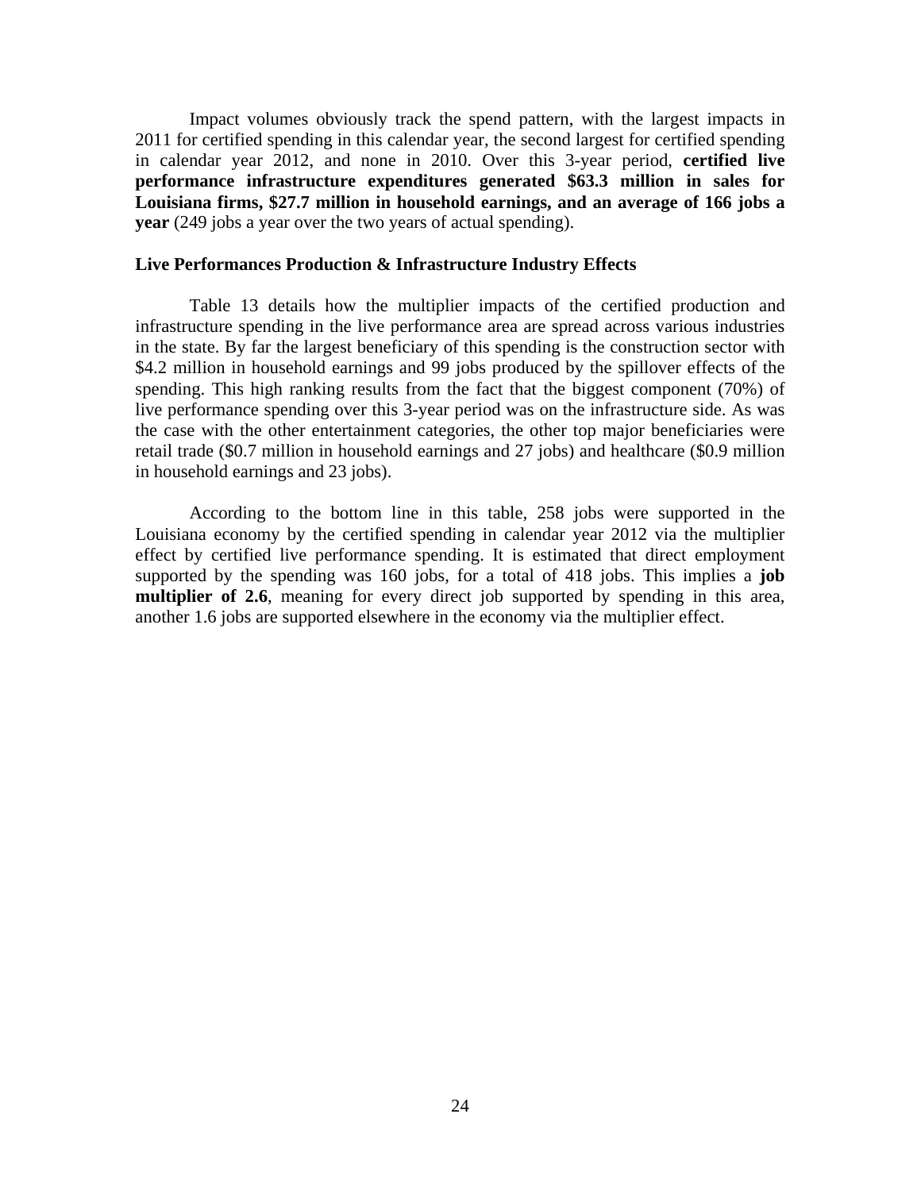Impact volumes obviously track the spend pattern, with the largest impacts in 2011 for certified spending in this calendar year, the second largest for certified spending in calendar year 2012, and none in 2010. Over this 3-year period, **certified live performance infrastructure expenditures generated $63.3 million in sales for Louisiana firms, $27.7 million in household earnings, and an average of 166 jobs a year** (249 jobs a year over the two years of actual spending).

### Live Performances Production & Infrastructure Industry Effects

Table 13 details how the multiplier impacts of the certified production and infrastructure spending in the live performance area are spread across various industries in the state. By far the largest beneficiary of this spending is the construction sector with $4.2 million in household earnings and 99 jobs produced by the spillover effects of the spending. This high ranking results from the fact that the biggest component (70%) of live performance spending over this 3-year period was on the infrastructure side. As was the case with the other entertainment categories, the other top major beneficiaries were retail trade ($0.7 million in household earnings and 27 jobs) and healthcare ($0.9 million in household earnings and 23 jobs).

According to the bottom line in this table, 258 jobs were supported in the Louisiana economy by the certified spending in calendar year 2012 via the multiplier effect by certified live performance spending. It is estimated that direct employment supported by the spending was 160 jobs, for a total of 418 jobs. This implies a **job multiplier of 2.6**, meaning for every direct job supported by spending in this area, another 1.6 jobs are supported elsewhere in the economy via the multiplier effect.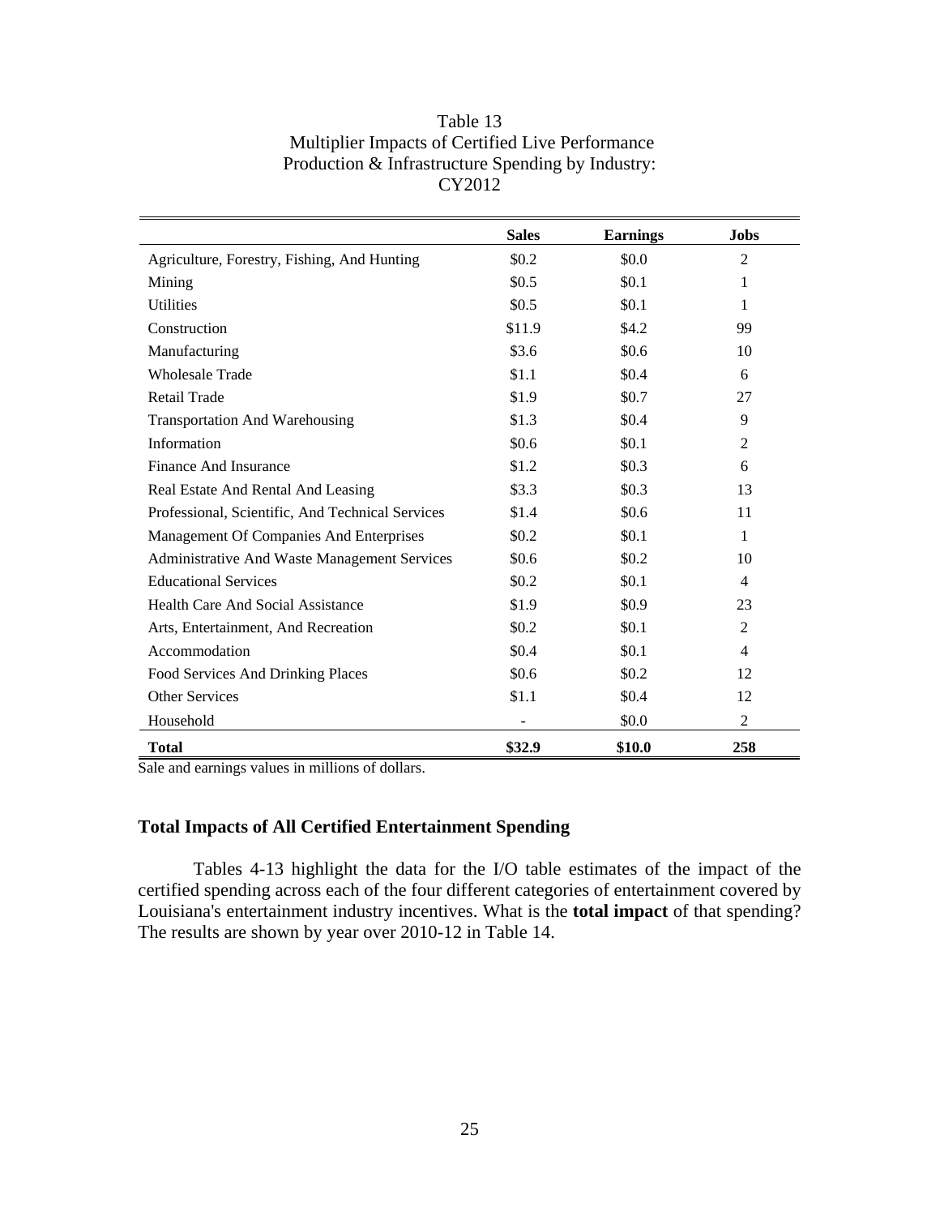Table 13
Multiplier Impacts of Certified Live Performance
Production & Infrastructure Spending by Industry:
CY2012

| | Sales | Earnings | Jobs |
|---|---|---|---|
| Agriculture, Forestry, Fishing, And Hunting | $0.2 | $0.0 | 2 |
| Mining | $0.5 | $0.1 | 1 |
| Utilities | $0.5 | $0.1 | 1 |
| Construction | $11.9 | $4.2 | 99 |
| Manufacturing | $3.6 | $0.6 | 10 |
| Wholesale Trade | $1.1 | $0.4 | 6 |
| Retail Trade | $1.9 | $0.7 | 27 |
| Transportation And Warehousing | $1.3 | $0.4 | 9 |
| Information | $0.6 | $0.1 | 2 |
| Finance And Insurance | $1.2 | $0.3 | 6 |
| Real Estate And Rental And Leasing | $3.3 | $0.3 | 13 |
| Professional, Scientific, And Technical Services | $1.4 | $0.6 | 11 |
| Management Of Companies And Enterprises | $0.2 | $0.1 | 1 |
| Administrative And Waste Management Services | $0.6 | $0.2 | 10 |
| Educational Services | $0.2 | $0.1 | 4 |
| Health Care And Social Assistance | $1.9 | $0.9 | 23 |
| Arts, Entertainment, And Recreation | $0.2 | $0.1 | 2 |
| Accommodation | $0.4 | $0.1 | 4 |
| Food Services And Drinking Places | $0.6 | $0.2 | 12 |
| Other Services | $1.1 | $0.4 | 12 |
| Household | - | $0.0 | 2 |
| **Total** | **$32.9** | **$10.0** | **258** |

Sale and earnings values in millions of dollars.

### Total Impacts of All Certified Entertainment Spending

Tables 4-13 highlight the data for the I/O table estimates of the impact of the certified spending across each of the four different categories of entertainment covered by Louisiana's entertainment industry incentives. What is the **total impact** of that spending? The results are shown by year over 2010-12 in Table 14.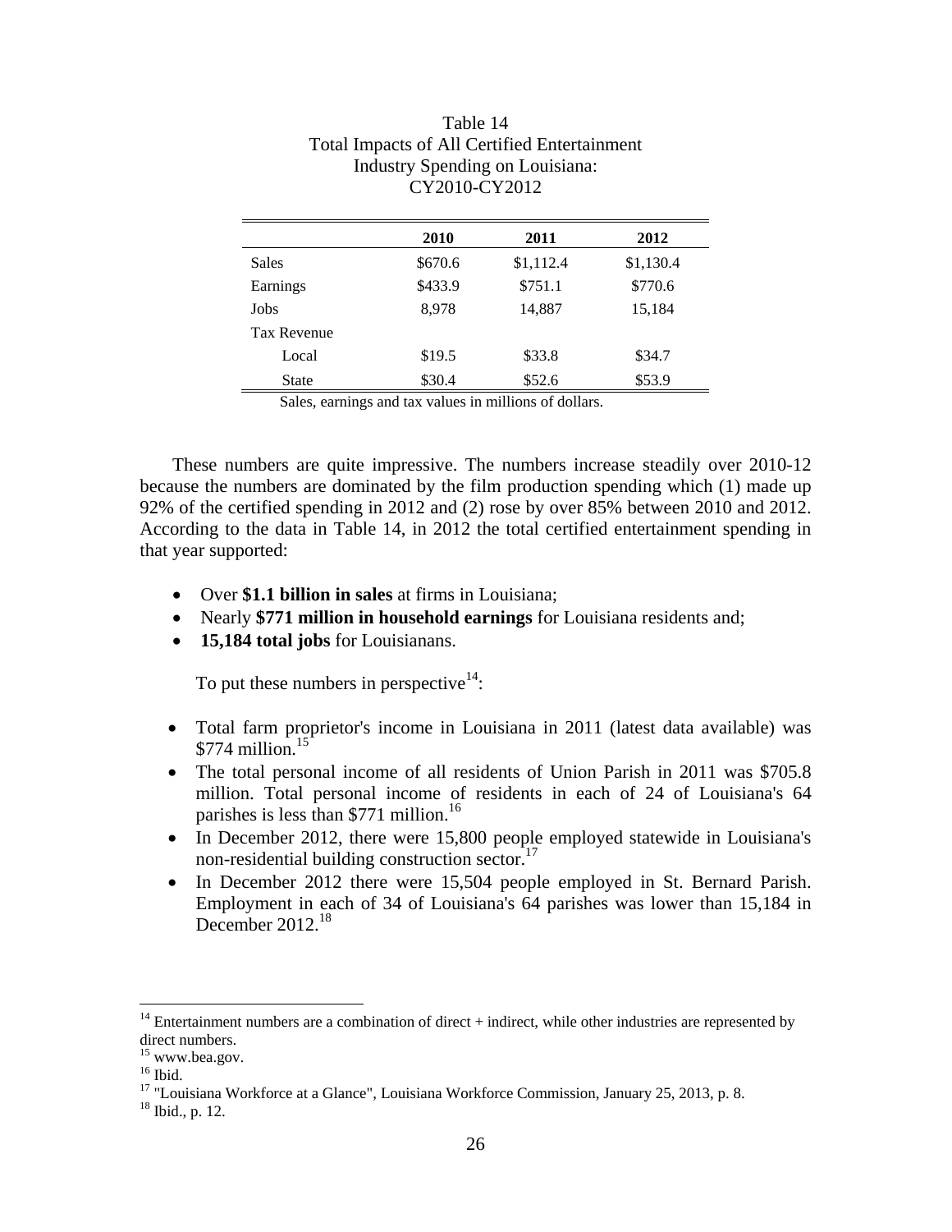Table 14
Total Impacts of All Certified Entertainment Industry Spending on Louisiana: CY2010-CY2012

| | 2010 | 2011 | 2012 |
|---|---|---|---|
| Sales | $670.6 | $1,112.4 | $1,130.4 |
| Earnings | $433.9 | $751.1 | $770.6 |
| Jobs | 8,978 | 14,887 | 15,184 |
| Tax Revenue | | | |
| Local | $19.5 | $33.8 | $34.7 |
| State | $30.4 | $52.6 | $53.9 |

Sales, earnings and tax values in millions of dollars.

These numbers are quite impressive. The numbers increase steadily over 2010-12 because the numbers are dominated by the film production spending which (1) made up 92% of the certified spending in 2012 and (2) rose by over 85% between 2010 and 2012. According to the data in Table 14, in 2012 the total certified entertainment spending in that year supported:

- Over **$1.1 billion in sales** at firms in Louisiana;
- Nearly **$771 million in household earnings** for Louisiana residents and;
- **15,184 total jobs** for Louisianans.

To put these numbers in perspective[14]:

- Total farm proprietor's income in Louisiana in 2011 (latest data available) was $774 million.[15]
- The total personal income of all residents of Union Parish in 2011 was $705.8 million. Total personal income of residents in each of 24 of Louisiana's 64 parishes is less than $771 million.[16]
- In December 2012, there were 15,800 people employed statewide in Louisiana's non-residential building construction sector.[17]
- In December 2012 there were 15,504 people employed in St. Bernard Parish. Employment in each of 34 of Louisiana's 64 parishes was lower than 15,184 in December 2012.[18]

---

[14] Entertainment numbers are a combination of direct + indirect, while other industries are represented by direct numbers.
[15] www.bea.gov.
[16] Ibid.
[17] "Louisiana Workforce at a Glance", Louisiana Workforce Commission, January 25, 2013, p. 8.
[18] Ibid., p. 12.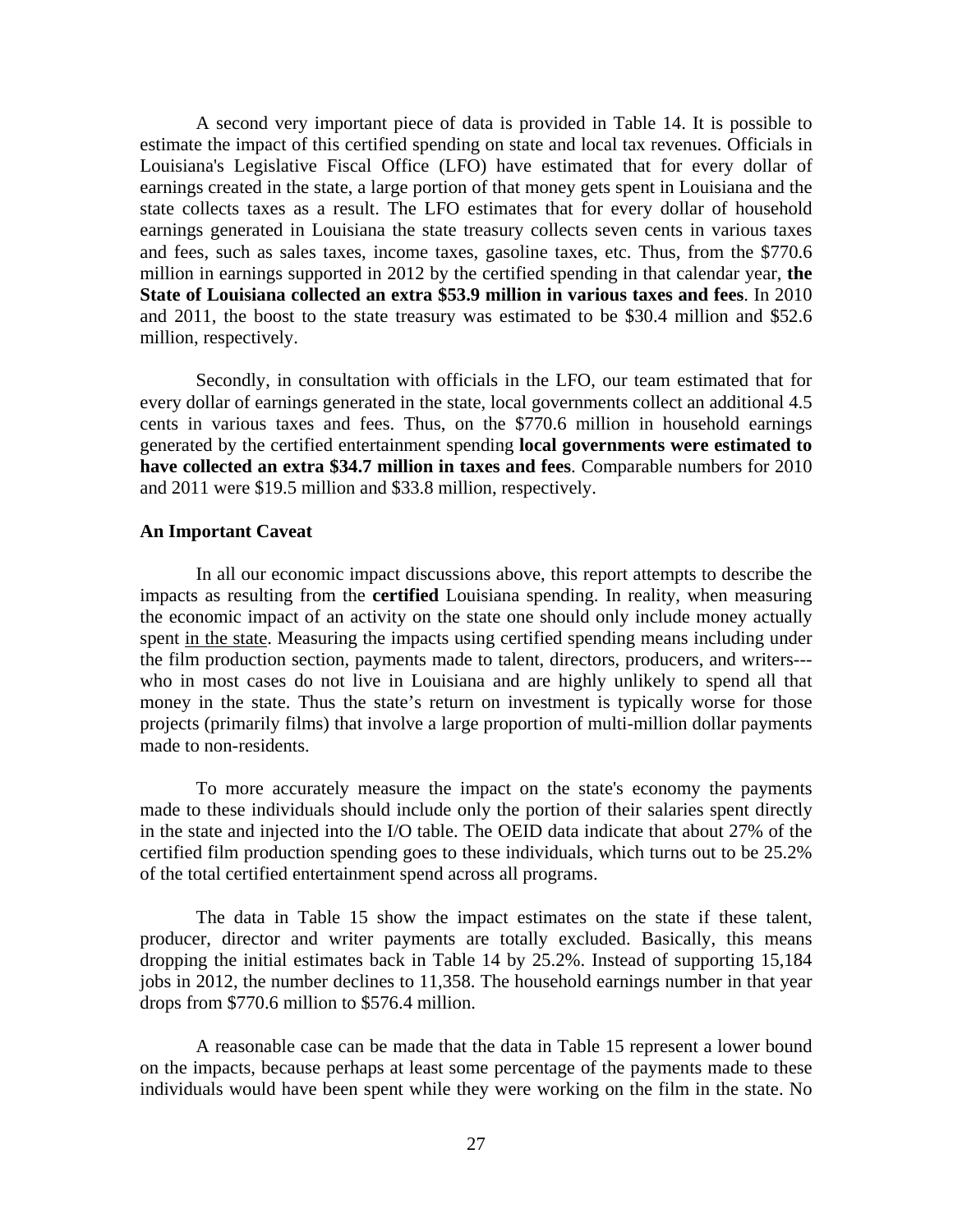A second very important piece of data is provided in Table 14. It is possible to estimate the impact of this certified spending on state and local tax revenues. Officials in Louisiana's Legislative Fiscal Office (LFO) have estimated that for every dollar of earnings created in the state, a large portion of that money gets spent in Louisiana and the state collects taxes as a result. The LFO estimates that for every dollar of household earnings generated in Louisiana the state treasury collects seven cents in various taxes and fees, such as sales taxes, income taxes, gasoline taxes, etc. Thus, from the $770.6 million in earnings supported in 2012 by the certified spending in that calendar year, **the State of Louisiana collected an extra $53.9 million in various taxes and fees**. In 2010 and 2011, the boost to the state treasury was estimated to be $30.4 million and $52.6 million, respectively.

Secondly, in consultation with officials in the LFO, our team estimated that for every dollar of earnings generated in the state, local governments collect an additional 4.5 cents in various taxes and fees. Thus, on the $770.6 million in household earnings generated by the certified entertainment spending **local governments were estimated to have collected an extra $34.7 million in taxes and fees**. Comparable numbers for 2010 and 2011 were $19.5 million and $33.8 million, respectively.

**An Important Caveat**

In all our economic impact discussions above, this report attempts to describe the impacts as resulting from the **certified** Louisiana spending. In reality, when measuring the economic impact of an activity on the state one should only include money actually spent in the state. Measuring the impacts using certified spending means including under the film production section, payments made to talent, directors, producers, and writers---who in most cases do not live in Louisiana and are highly unlikely to spend all that money in the state. Thus the state's return on investment is typically worse for those projects (primarily films) that involve a large proportion of multi-million dollar payments made to non-residents.

To more accurately measure the impact on the state's economy the payments made to these individuals should include only the portion of their salaries spent directly in the state and injected into the I/O table. The OEID data indicate that about 27% of the certified film production spending goes to these individuals, which turns out to be 25.2% of the total certified entertainment spend across all programs.

The data in Table 15 show the impact estimates on the state if these talent, producer, director and writer payments are totally excluded. Basically, this means dropping the initial estimates back in Table 14 by 25.2%. Instead of supporting 15,184 jobs in 2012, the number declines to 11,358. The household earnings number in that year drops from $770.6 million to $576.4 million.

A reasonable case can be made that the data in Table 15 represent a lower bound on the impacts, because perhaps at least some percentage of the payments made to these individuals would have been spent while they were working on the film in the state. No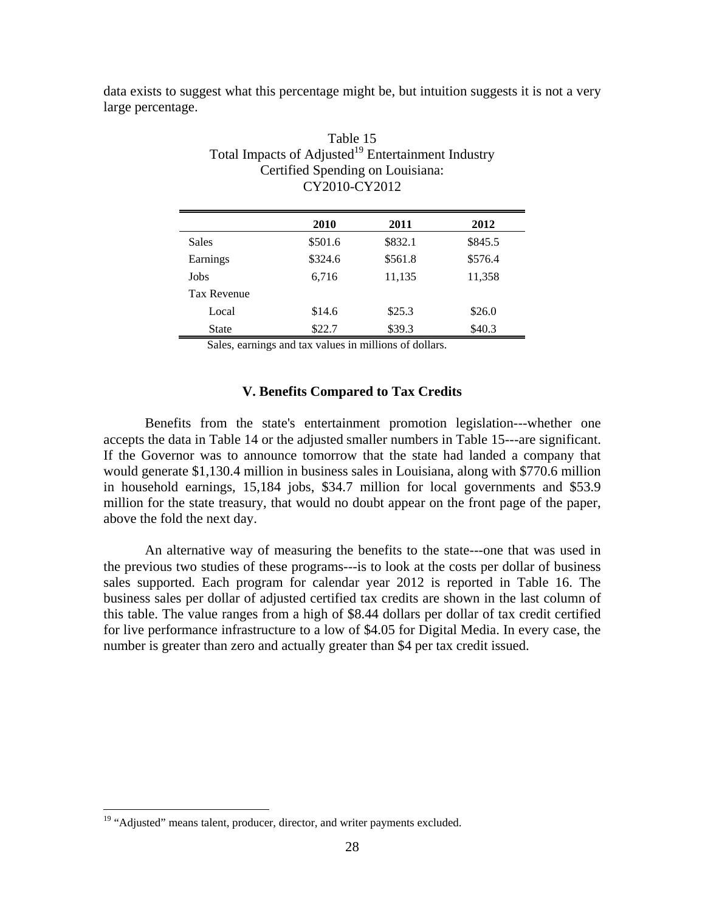data exists to suggest what this percentage might be, but intuition suggests it is not a very large percentage.

Table 15
Total Impacts of Adjusted[19] Entertainment Industry Certified Spending on Louisiana: CY2010-CY2012

| | 2010 | 2011 | 2012 |
|---|---|---|---|
| Sales | $501.6 | $832.1 | $845.5 |
| Earnings | $324.6 | $561.8 | $576.4 |
| Jobs | 6,716 | 11,135 | 11,358 |
| Tax Revenue | | | |
| Local | $14.6 | $25.3 | $26.0 |
| State | $22.7 | $39.3 | $40.3 |

Sales, earnings and tax values in millions of dollars.

### V. Benefits Compared to Tax Credits

Benefits from the state's entertainment promotion legislation---whether one accepts the data in Table 14 or the adjusted smaller numbers in Table 15---are significant. If the Governor was to announce tomorrow that the state had landed a company that would generate $1,130.4 million in business sales in Louisiana, along with $770.6 million in household earnings, 15,184 jobs, $34.7 million for local governments and $53.9 million for the state treasury, that would no doubt appear on the front page of the paper, above the fold the next day.

An alternative way of measuring the benefits to the state---one that was used in the previous two studies of these programs---is to look at the costs per dollar of business sales supported. Each program for calendar year 2012 is reported in Table 16. The business sales per dollar of adjusted certified tax credits are shown in the last column of this table. The value ranges from a high of $8.44 dollars per dollar of tax credit certified for live performance infrastructure to a low of $4.05 for Digital Media. In every case, the number is greater than zero and actually greater than $4 per tax credit issued.

[19] "Adjusted" means talent, producer, director, and writer payments excluded.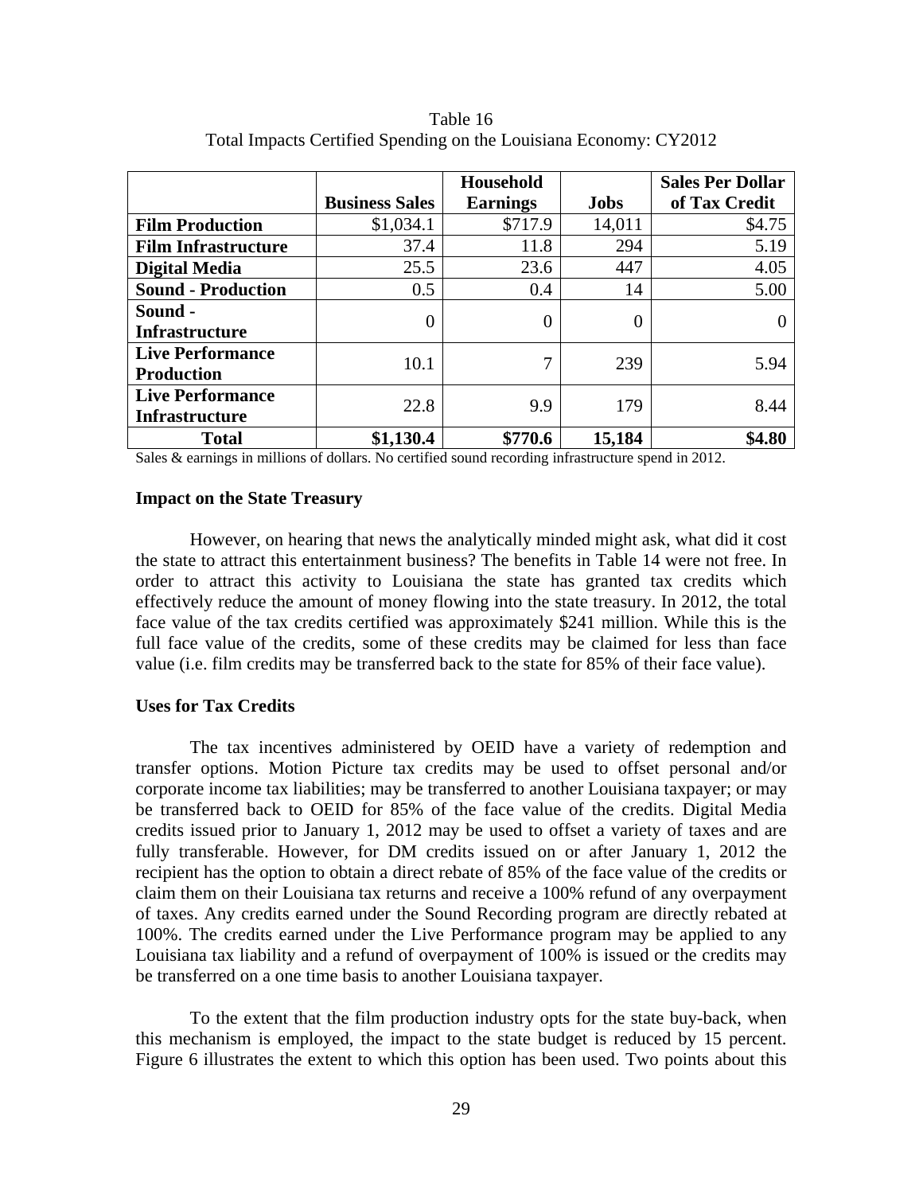Table 16
Total Impacts Certified Spending on the Louisiana Economy: CY2012

| | Business Sales | Household Earnings | Jobs | Sales Per Dollar of Tax Credit |
|---|---|---|---|---|
| **Film Production** | $1,034.1 | $717.9 | 14,011 | $4.75 |
| **Film Infrastructure** | 37.4 | 11.8 | 294 | 5.19 |
| **Digital Media** | 25.5 | 23.6 | 447 | 4.05 |
| **Sound - Production** | 0.5 | 0.4 | 14 | 5.00 |
| **Sound - Infrastructure** | 0 | 0 | 0 | 0 |
| **Live Performance Production** | 10.1 | 7 | 239 | 5.94 |
| **Live Performance Infrastructure** | 22.8 | 9.9 | 179 | 8.44 |
| **Total** | **$1,130.4** | **$770.6** | **15,184** | **$4.80** |

Sales & earnings in millions of dollars. No certified sound recording infrastructure spend in 2012.

### Impact on the State Treasury

However, on hearing that news the analytically minded might ask, what did it cost the state to attract this entertainment business? The benefits in Table 14 were not free. In order to attract this activity to Louisiana the state has granted tax credits which effectively reduce the amount of money flowing into the state treasury. In 2012, the total face value of the tax credits certified was approximately $241 million. While this is the full face value of the credits, some of these credits may be claimed for less than face value (i.e. film credits may be transferred back to the state for 85% of their face value).

### Uses for Tax Credits

The tax incentives administered by OEID have a variety of redemption and transfer options. Motion Picture tax credits may be used to offset personal and/or corporate income tax liabilities; may be transferred to another Louisiana taxpayer; or may be transferred back to OEID for 85% of the face value of the credits. Digital Media credits issued prior to January 1, 2012 may be used to offset a variety of taxes and are fully transferable. However, for DM credits issued on or after January 1, 2012 the recipient has the option to obtain a direct rebate of 85% of the face value of the credits or claim them on their Louisiana tax returns and receive a 100% refund of any overpayment of taxes. Any credits earned under the Sound Recording program are directly rebated at 100%. The credits earned under the Live Performance program may be applied to any Louisiana tax liability and a refund of overpayment of 100% is issued or the credits may be transferred on a one time basis to another Louisiana taxpayer.

To the extent that the film production industry opts for the state buy-back, when this mechanism is employed, the impact to the state budget is reduced by 15 percent. Figure 6 illustrates the extent to which this option has been used. Two points about this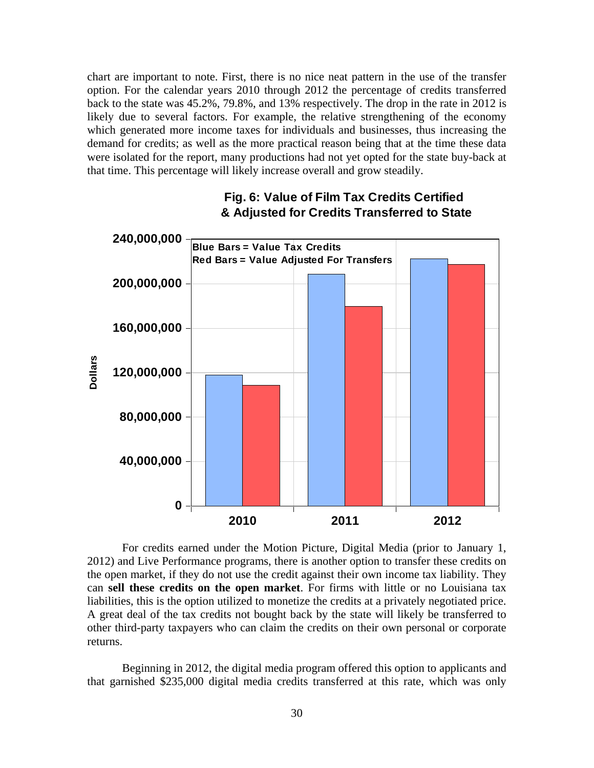chart are important to note. First, there is no nice neat pattern in the use of the transfer option. For the calendar years 2010 through 2012 the percentage of credits transferred back to the state was 45.2%, 79.8%, and 13% respectively. The drop in the rate in 2012 is likely due to several factors. For example, the relative strengthening of the economy which generated more income taxes for individuals and businesses, thus increasing the demand for credits; as well as the more practical reason being that at the time these data were isolated for the report, many productions had not yet opted for the state buy-back at that time. This percentage will likely increase overall and grow steadily.

**Fig. 6: Value of Film Tax Credits Certified & Adjusted for Credits Transferred to State**

For credits earned under the Motion Picture, Digital Media (prior to January 1, 2012) and Live Performance programs, there is another option to transfer these credits on the open market, if they do not use the credit against their own income tax liability. They can **sell these credits on the open market**. For firms with little or no Louisiana tax liabilities, this is the option utilized to monetize the credits at a privately negotiated price. A great deal of the tax credits not bought back by the state will likely be transferred to other third-party taxpayers who can claim the credits on their own personal or corporate returns.

Beginning in 2012, the digital media program offered this option to applicants and that garnished $235,000 digital media credits transferred at this rate, which was only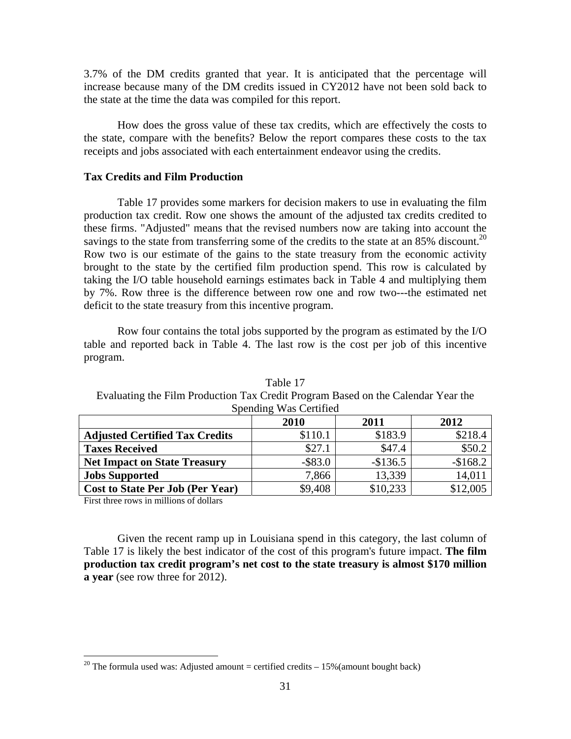3.7% of the DM credits granted that year. It is anticipated that the percentage will increase because many of the DM credits issued in CY2012 have not been sold back to the state at the time the data was compiled for this report.

How does the gross value of these tax credits, which are effectively the costs to the state, compare with the benefits? Below the report compares these costs to the tax receipts and jobs associated with each entertainment endeavor using the credits.

**Tax Credits and Film Production**

Table 17 provides some markers for decision makers to use in evaluating the film production tax credit. Row one shows the amount of the adjusted tax credits credited to these firms. "Adjusted" means that the revised numbers now are taking into account the savings to the state from transferring some of the credits to the state at an 85% discount.[20] Row two is our estimate of the gains to the state treasury from the economic activity brought to the state by the certified film production spend. This row is calculated by taking the I/O table household earnings estimates back in Table 4 and multiplying them by 7%. Row three is the difference between row one and row two---the estimated net deficit to the state treasury from this incentive program.

Row four contains the total jobs supported by the program as estimated by the I/O table and reported back in Table 4. The last row is the cost per job of this incentive program.

Table 17
Evaluating the Film Production Tax Credit Program Based on the Calendar Year the Spending Was Certified

| | 2010 | 2011 | 2012 |
|---|---|---|---|
| **Adjusted Certified Tax Credits** | $110.1 | $183.9 | $218.4 |
| **Taxes Received** | $27.1 | $47.4 | $50.2 |
| **Net Impact on State Treasury** | -$83.0 | -$136.5 | -$168.2 |
| **Jobs Supported** | 7,866 | 13,339 | 14,011 |
| **Cost to State Per Job (Per Year)** | $9,408 | $10,233 | $12,005 |

First three rows in millions of dollars

Given the recent ramp up in Louisiana spend in this category, the last column of Table 17 is likely the best indicator of the cost of this program's future impact. **The film production tax credit program's net cost to the state treasury is almost $170 million a year** (see row three for 2012).

[20] The formula used was: Adjusted amount = certified credits – 15%(amount bought back)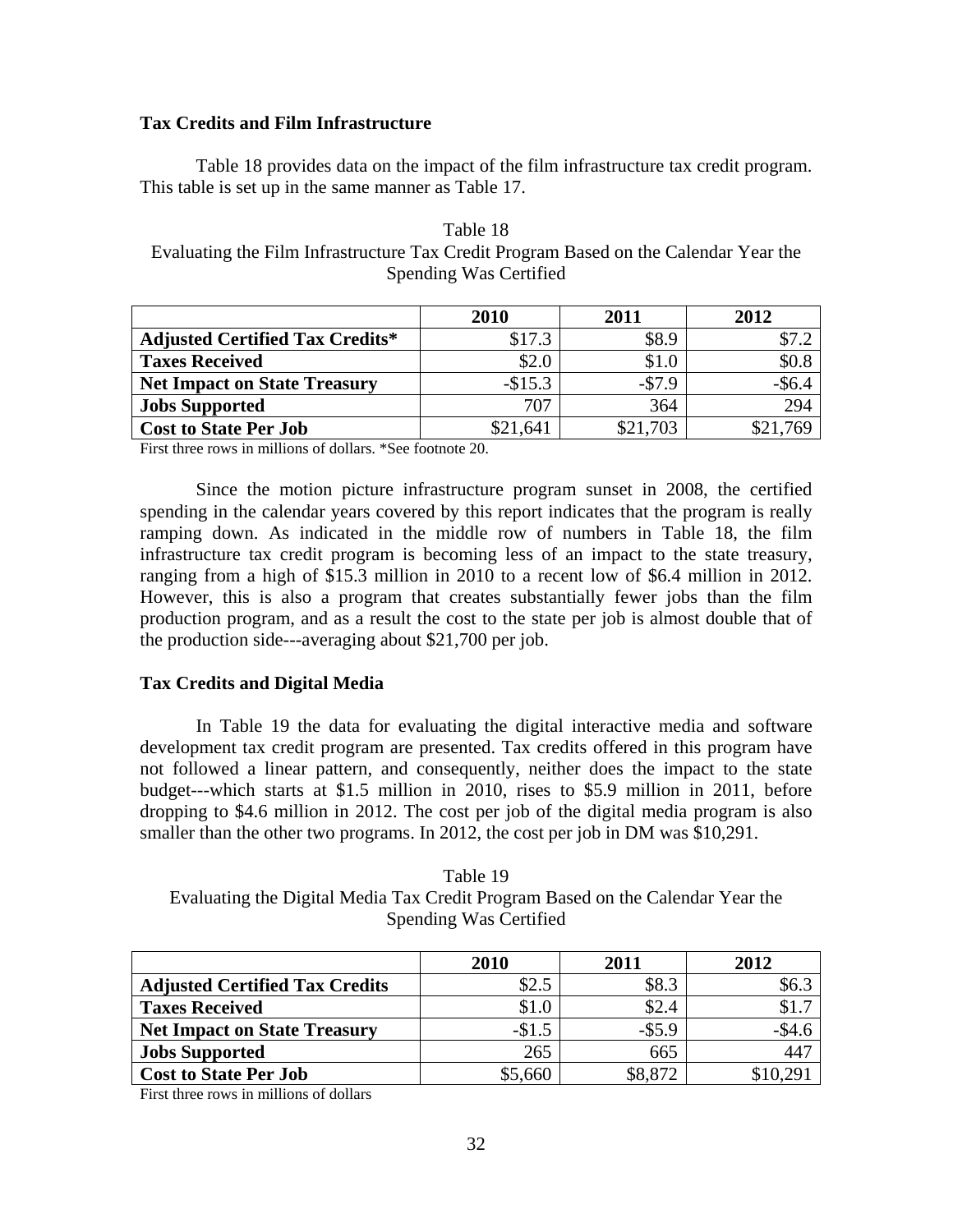### Tax Credits and Film Infrastructure

Table 18 provides data on the impact of the film infrastructure tax credit program. This table is set up in the same manner as Table 17.

Table 18
Evaluating the Film Infrastructure Tax Credit Program Based on the Calendar Year the Spending Was Certified

| | 2010 | 2011 | 2012 |
|---|---|---|---|
| **Adjusted Certified Tax Credits*** | $17.3 | $8.9 | $7.2 |
| **Taxes Received** | $2.0 | $1.0 | $0.8 |
| **Net Impact on State Treasury** | -$15.3 | -$7.9 | -$6.4 |
| **Jobs Supported** | 707 | 364 | 294 |
| **Cost to State Per Job** | $21,641 | $21,703 | $21,769 |

First three rows in millions of dollars. *See footnote 20.

Since the motion picture infrastructure program sunset in 2008, the certified spending in the calendar years covered by this report indicates that the program is really ramping down. As indicated in the middle row of numbers in Table 18, the film infrastructure tax credit program is becoming less of an impact to the state treasury, ranging from a high of $15.3 million in 2010 to a recent low of $6.4 million in 2012. However, this is also a program that creates substantially fewer jobs than the film production program, and as a result the cost to the state per job is almost double that of the production side---averaging about $21,700 per job.

### Tax Credits and Digital Media

In Table 19 the data for evaluating the digital interactive media and software development tax credit program are presented. Tax credits offered in this program have not followed a linear pattern, and consequently, neither does the impact to the state budget---which starts at $1.5 million in 2010, rises to $5.9 million in 2011, before dropping to $4.6 million in 2012. The cost per job of the digital media program is also smaller than the other two programs. In 2012, the cost per job in DM was $10,291.

Table 19
Evaluating the Digital Media Tax Credit Program Based on the Calendar Year the Spending Was Certified

| | 2010 | 2011 | 2012 |
|---|---|---|---|
| **Adjusted Certified Tax Credits** | $2.5 | $8.3 | $6.3 |
| **Taxes Received** | $1.0 | $2.4 | $1.7 |
| **Net Impact on State Treasury** | -$1.5 | -$5.9 | -$4.6 |
| **Jobs Supported** | 265 | 665 | 447 |
| **Cost to State Per Job** | $5,660 | $8,872 | $10,291 |

First three rows in millions of dollars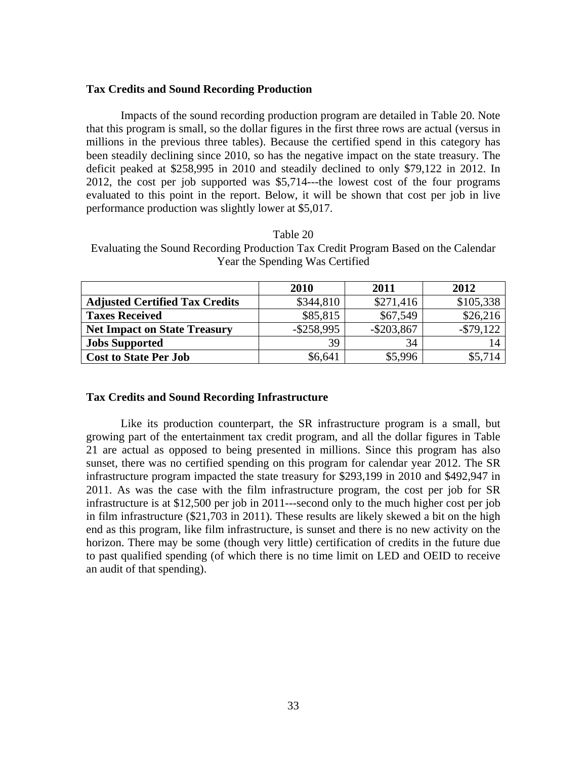### Tax Credits and Sound Recording Production

Impacts of the sound recording production program are detailed in Table 20. Note that this program is small, so the dollar figures in the first three rows are actual (versus in millions in the previous three tables). Because the certified spend in this category has been steadily declining since 2010, so has the negative impact on the state treasury. The deficit peaked at $258,995 in 2010 and steadily declined to only $79,122 in 2012. In 2012, the cost per job supported was $5,714---the lowest cost of the four programs evaluated to this point in the report. Below, it will be shown that cost per job in live performance production was slightly lower at $5,017.

Table 20
Evaluating the Sound Recording Production Tax Credit Program Based on the Calendar Year the Spending Was Certified

| | 2010 | 2011 | 2012 |
|---|---|---|---|
| **Adjusted Certified Tax Credits** | $344,810 | $271,416 | $105,338 |
| **Taxes Received** | $85,815 | $67,549 | $26,216 |
| **Net Impact on State Treasury** | -$258,995 | -$203,867 | -$79,122 |
| **Jobs Supported** | 39 | 34 | 14 |
| **Cost to State Per Job** | $6,641 | $5,996 | $5,714 |

### Tax Credits and Sound Recording Infrastructure

Like its production counterpart, the SR infrastructure program is a small, but growing part of the entertainment tax credit program, and all the dollar figures in Table 21 are actual as opposed to being presented in millions. Since this program has also sunset, there was no certified spending on this program for calendar year 2012. The SR infrastructure program impacted the state treasury for $293,199 in 2010 and $492,947 in 2011. As was the case with the film infrastructure program, the cost per job for SR infrastructure is at $12,500 per job in 2011---second only to the much higher cost per job in film infrastructure ($21,703 in 2011). These results are likely skewed a bit on the high end as this program, like film infrastructure, is sunset and there is no new activity on the horizon. There may be some (though very little) certification of credits in the future due to past qualified spending (of which there is no time limit on LED and OEID to receive an audit of that spending).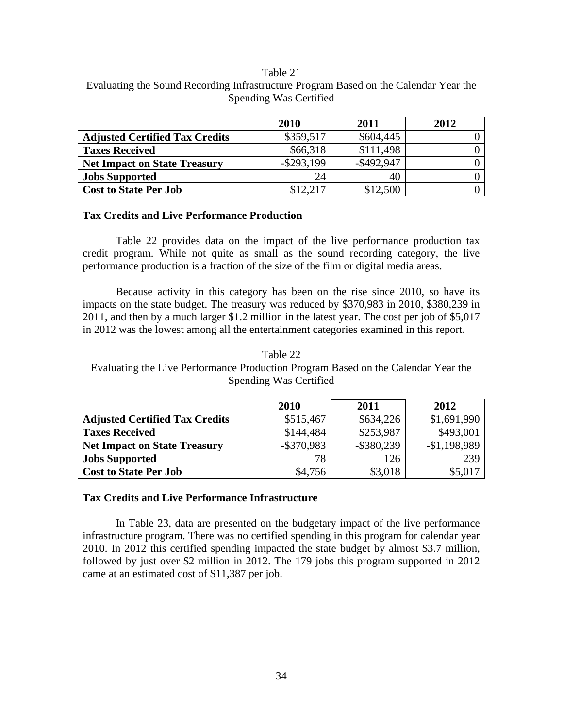Table 21
Evaluating the Sound Recording Infrastructure Program Based on the Calendar Year the Spending Was Certified

| | 2010 | 2011 | 2012 |
|---|---|---|---|
| **Adjusted Certified Tax Credits** | $359,517 | $604,445 | 0 |
| **Taxes Received** | $66,318 | $111,498 | 0 |
| **Net Impact on State Treasury** | -$293,199 | -$492,947 | 0 |
| **Jobs Supported** | 24 | 40 | 0 |
| **Cost to State Per Job** | $12,217 | $12,500 | 0 |

### Tax Credits and Live Performance Production

Table 22 provides data on the impact of the live performance production tax credit program. While not quite as small as the sound recording category, the live performance production is a fraction of the size of the film or digital media areas.

Because activity in this category has been on the rise since 2010, so have its impacts on the state budget. The treasury was reduced by $370,983 in 2010, $380,239 in 2011, and then by a much larger $1.2 million in the latest year. The cost per job of $5,017 in 2012 was the lowest among all the entertainment categories examined in this report.

Table 22
Evaluating the Live Performance Production Program Based on the Calendar Year the Spending Was Certified

| | 2010 | 2011 | 2012 |
|---|---|---|---|
| **Adjusted Certified Tax Credits** | $515,467 | $634,226 | $1,691,990 |
| **Taxes Received** | $144,484 | $253,987 | $493,001 |
| **Net Impact on State Treasury** | -$370,983 | -$380,239 | -$1,198,989 |
| **Jobs Supported** | 78 | 126 | 239 |
| **Cost to State Per Job** | $4,756 | $3,018 | $5,017 |

### Tax Credits and Live Performance Infrastructure

In Table 23, data are presented on the budgetary impact of the live performance infrastructure program. There was no certified spending in this program for calendar year 2010. In 2012 this certified spending impacted the state budget by almost $3.7 million, followed by just over $2 million in 2012. The 179 jobs this program supported in 2012 came at an estimated cost of $11,387 per job.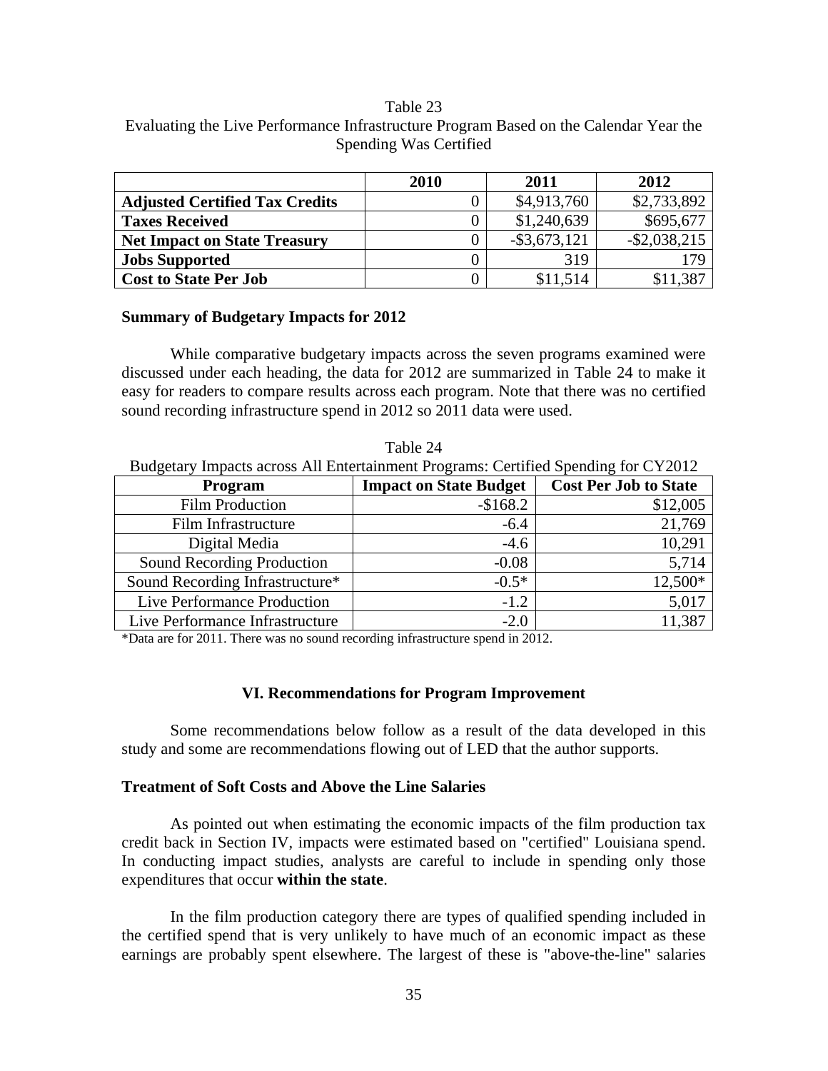Table 23
Evaluating the Live Performance Infrastructure Program Based on the Calendar Year the Spending Was Certified

| | 2010 | 2011 | 2012 |
|---|---|---|---|
| **Adjusted Certified Tax Credits** | 0 | $4,913,760 | $2,733,892 |
| **Taxes Received** | 0 | $1,240,639 | $695,677 |
| **Net Impact on State Treasury** | 0 | -$3,673,121 | -$2,038,215 |
| **Jobs Supported** | 0 | 319 | 179 |
| **Cost to State Per Job** | 0 | $11,514 | $11,387 |

**Summary of Budgetary Impacts for 2012**

While comparative budgetary impacts across the seven programs examined were discussed under each heading, the data for 2012 are summarized in Table 24 to make it easy for readers to compare results across each program. Note that there was no certified sound recording infrastructure spend in 2012 so 2011 data were used.

Table 24
Budgetary Impacts across All Entertainment Programs: Certified Spending for CY2012

| Program | Impact on State Budget | Cost Per Job to State |
|---|---|---|
| Film Production | -$168.2 | $12,005 |
| Film Infrastructure | -6.4 | 21,769 |
| Digital Media | -4.6 | 10,291 |
| Sound Recording Production | -0.08 | 5,714 |
| Sound Recording Infrastructure* | -0.5* | 12,500* |
| Live Performance Production | -1.2 | 5,017 |
| Live Performance Infrastructure | -2.0 | 11,387 |

*Data are for 2011. There was no sound recording infrastructure spend in 2012.

## VI. Recommendations for Program Improvement

Some recommendations below follow as a result of the data developed in this study and some are recommendations flowing out of LED that the author supports.

**Treatment of Soft Costs and Above the Line Salaries**

As pointed out when estimating the economic impacts of the film production tax credit back in Section IV, impacts were estimated based on "certified" Louisiana spend. In conducting impact studies, analysts are careful to include in spending only those expenditures that occur **within the state**.

In the film production category there are types of qualified spending included in the certified spend that is very unlikely to have much of an economic impact as these earnings are probably spent elsewhere. The largest of these is "above-the-line" salaries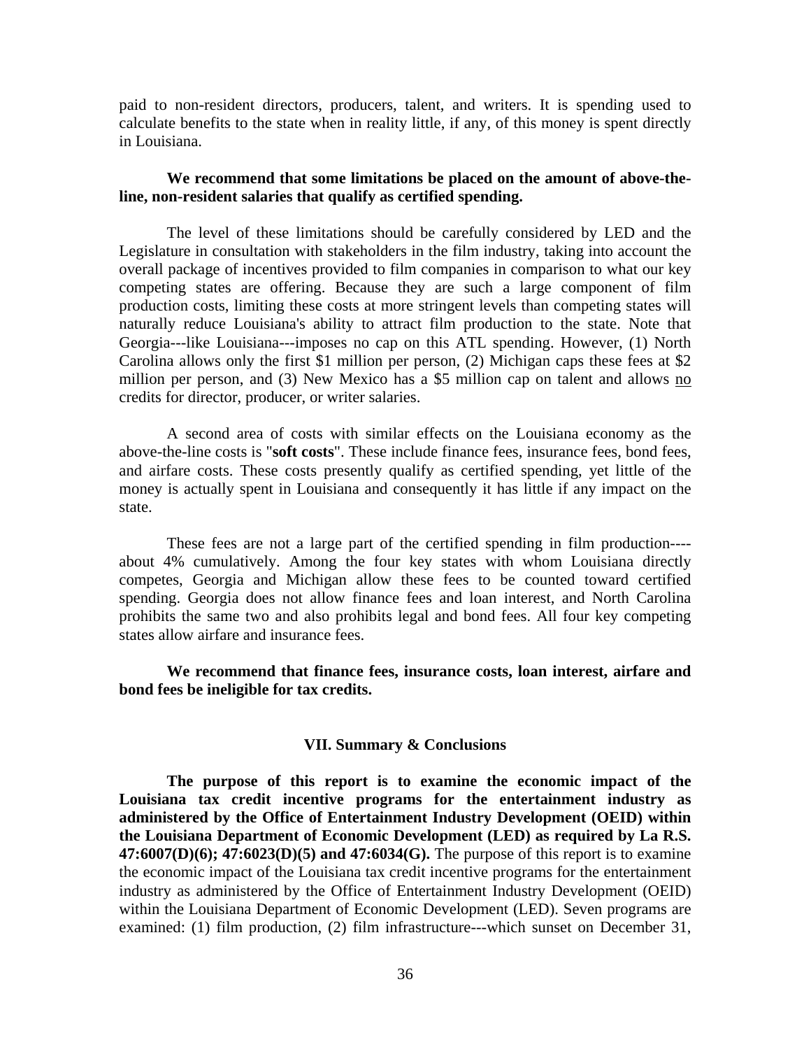paid to non-resident directors, producers, talent, and writers. It is spending used to calculate benefits to the state when in reality little, if any, of this money is spent directly in Louisiana.

**We recommend that some limitations be placed on the amount of above-the-line, non-resident salaries that qualify as certified spending.**

The level of these limitations should be carefully considered by LED and the Legislature in consultation with stakeholders in the film industry, taking into account the overall package of incentives provided to film companies in comparison to what our key competing states are offering. Because they are such a large component of film production costs, limiting these costs at more stringent levels than competing states will naturally reduce Louisiana's ability to attract film production to the state. Note that Georgia---like Louisiana---imposes no cap on this ATL spending. However, (1) North Carolina allows only the first $1 million per person, (2) Michigan caps these fees at $2 million per person, and (3) New Mexico has a $5 million cap on talent and allows no credits for director, producer, or writer salaries.

A second area of costs with similar effects on the Louisiana economy as the above-the-line costs is "**soft costs**". These include finance fees, insurance fees, bond fees, and airfare costs. These costs presently qualify as certified spending, yet little of the money is actually spent in Louisiana and consequently it has little if any impact on the state.

These fees are not a large part of the certified spending in film production----about 4% cumulatively. Among the four key states with whom Louisiana directly competes, Georgia and Michigan allow these fees to be counted toward certified spending. Georgia does not allow finance fees and loan interest, and North Carolina prohibits the same two and also prohibits legal and bond fees. All four key competing states allow airfare and insurance fees.

**We recommend that finance fees, insurance costs, loan interest, airfare and bond fees be ineligible for tax credits.**

## VII. Summary & Conclusions

**The purpose of this report is to examine the economic impact of the Louisiana tax credit incentive programs for the entertainment industry as administered by the Office of Entertainment Industry Development (OEID) within the Louisiana Department of Economic Development (LED) as required by La R.S. 47:6007(D)(6); 47:6023(D)(5) and 47:6034(G).** The purpose of this report is to examine the economic impact of the Louisiana tax credit incentive programs for the entertainment industry as administered by the Office of Entertainment Industry Development (OEID) within the Louisiana Department of Economic Development (LED). Seven programs are examined: (1) film production, (2) film infrastructure---which sunset on December 31,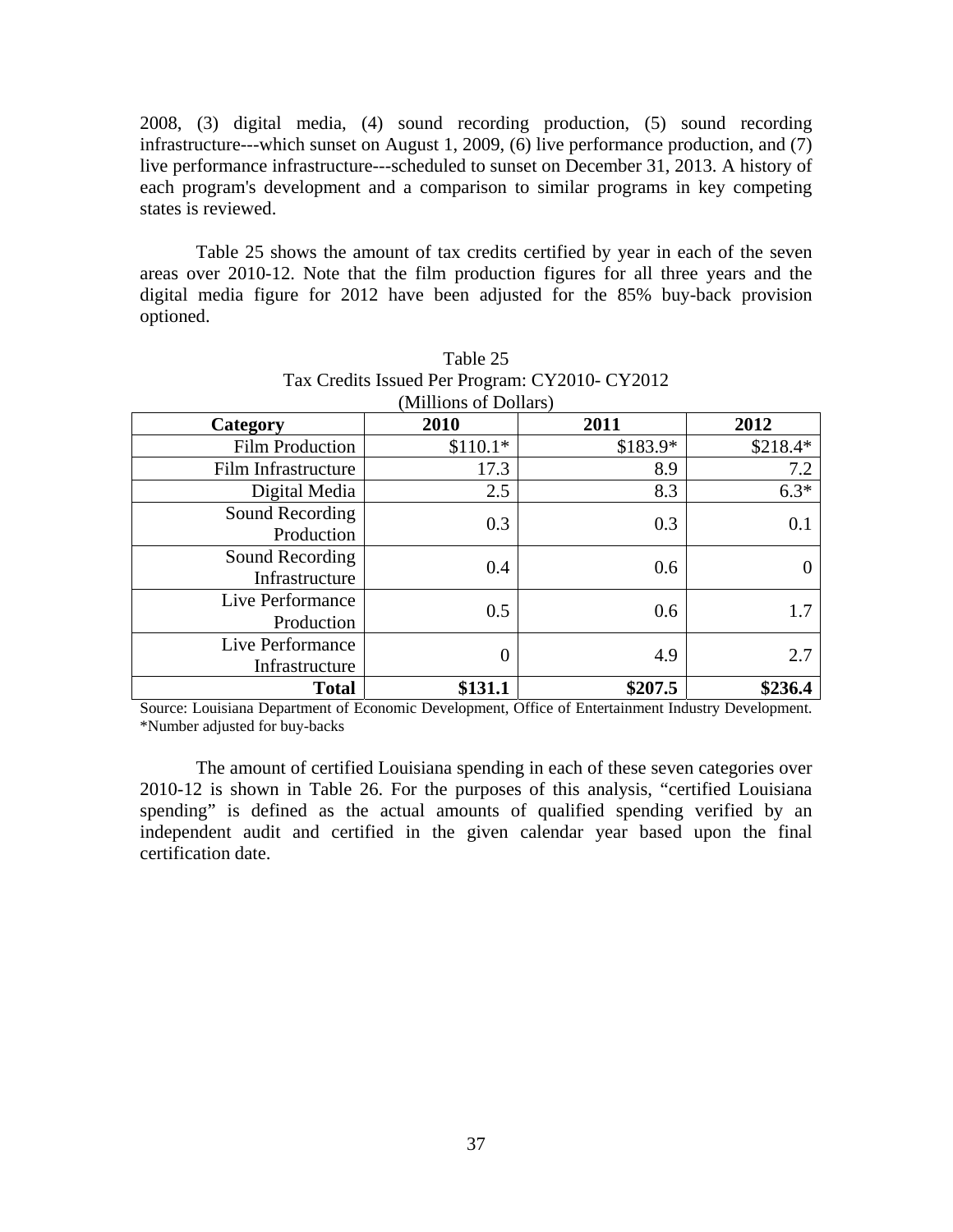2008, (3) digital media, (4) sound recording production, (5) sound recording infrastructure---which sunset on August 1, 2009, (6) live performance production, and (7) live performance infrastructure---scheduled to sunset on December 31, 2013. A history of each program's development and a comparison to similar programs in key competing states is reviewed.

Table 25 shows the amount of tax credits certified by year in each of the seven areas over 2010-12. Note that the film production figures for all three years and the digital media figure for 2012 have been adjusted for the 85% buy-back provision optioned.

Table 25
Tax Credits Issued Per Program: CY2010- CY2012
(Millions of Dollars)

| Category | 2010 | 2011 | 2012 |
|---|---|---|---|
| Film Production | $110.1* | $183.9* | $218.4* |
| Film Infrastructure | 17.3 | 8.9 | 7.2 |
| Digital Media | 2.5 | 8.3 | 6.3* |
| Sound Recording Production | 0.3 | 0.3 | 0.1 |
| Sound Recording Infrastructure | 0.4 | 0.6 | 0 |
| Live Performance Production | 0.5 | 0.6 | 1.7 |
| Live Performance Infrastructure | 0 | 4.9 | 2.7 |
| **Total** | **$131.1** | **$207.5** | **$236.4** |

Source: Louisiana Department of Economic Development, Office of Entertainment Industry Development.
*Number adjusted for buy-backs

The amount of certified Louisiana spending in each of these seven categories over 2010-12 is shown in Table 26. For the purposes of this analysis, "certified Louisiana spending" is defined as the actual amounts of qualified spending verified by an independent audit and certified in the given calendar year based upon the final certification date.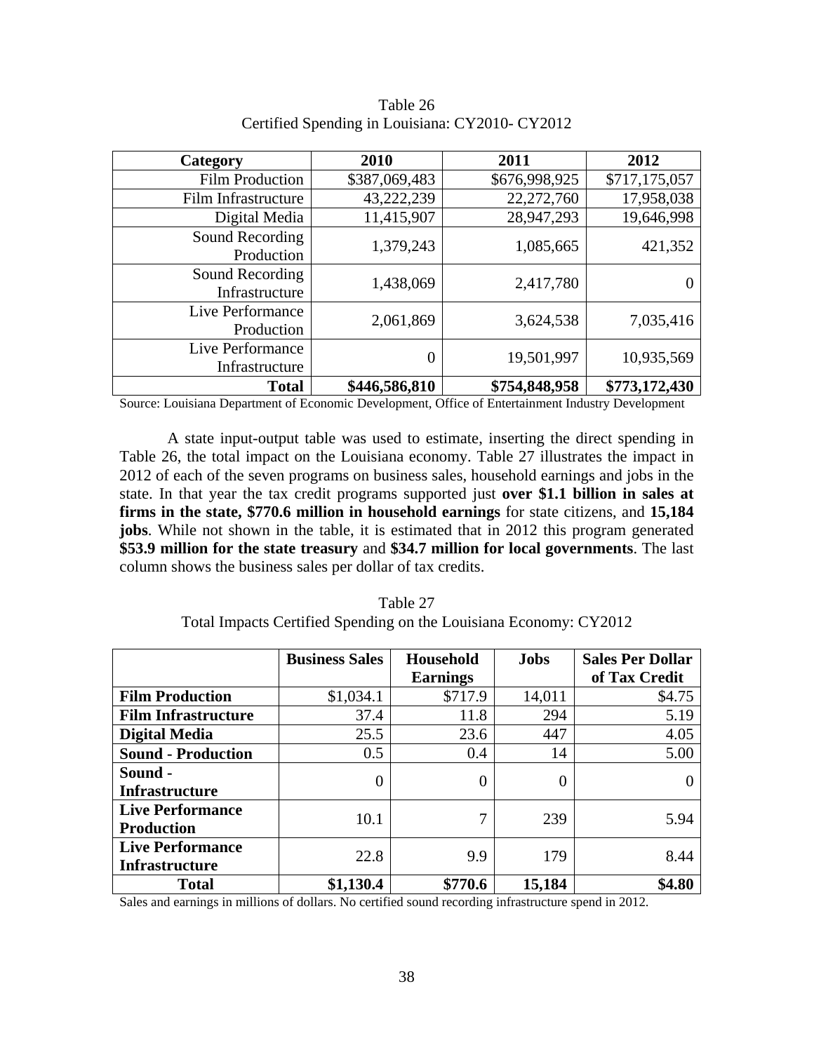Table 26
Certified Spending in Louisiana: CY2010- CY2012

| Category | 2010 | 2011 | 2012 |
|---|---|---|---|
| Film Production | \$387,069,483 | \$676,998,925 | \$717,175,057 |
| Film Infrastructure | 43,222,239 | 22,272,760 | 17,958,038 |
| Digital Media | 11,415,907 | 28,947,293 | 19,646,998 |
| Sound Recording Production | 1,379,243 | 1,085,665 | 421,352 |
| Sound Recording Infrastructure | 1,438,069 | 2,417,780 | 0 |
| Live Performance Production | 2,061,869 | 3,624,538 | 7,035,416 |
| Live Performance Infrastructure | 0 | 19,501,997 | 10,935,569 |
| **Total** | **\$446,586,810** | **\$754,848,958** | **\$773,172,430** |

Source: Louisiana Department of Economic Development, Office of Entertainment Industry Development

A state input-output table was used to estimate, inserting the direct spending in Table 26, the total impact on the Louisiana economy. Table 27 illustrates the impact in 2012 of each of the seven programs on business sales, household earnings and jobs in the state. In that year the tax credit programs supported just **over \$1.1 billion in sales at firms in the state, \$770.6 million in household earnings** for state citizens, and **15,184 jobs**. While not shown in the table, it is estimated that in 2012 this program generated **\$53.9 million for the state treasury** and **\$34.7 million for local governments**. The last column shows the business sales per dollar of tax credits.

Table 27
Total Impacts Certified Spending on the Louisiana Economy: CY2012

| | Business Sales | Household Earnings | Jobs | Sales Per Dollar of Tax Credit |
|---|---|---|---|---|
| **Film Production** | \$1,034.1 | \$717.9 | 14,011 | \$4.75 |
| **Film Infrastructure** | 37.4 | 11.8 | 294 | 5.19 |
| **Digital Media** | 25.5 | 23.6 | 447 | 4.05 |
| **Sound - Production** | 0.5 | 0.4 | 14 | 5.00 |
| **Sound - Infrastructure** | 0 | 0 | 0 | 0 |
| **Live Performance Production** | 10.1 | 7 | 239 | 5.94 |
| **Live Performance Infrastructure** | 22.8 | 9.9 | 179 | 8.44 |
| **Total** | **\$1,130.4** | **\$770.6** | **15,184** | **\$4.80** |

Sales and earnings in millions of dollars. No certified sound recording infrastructure spend in 2012.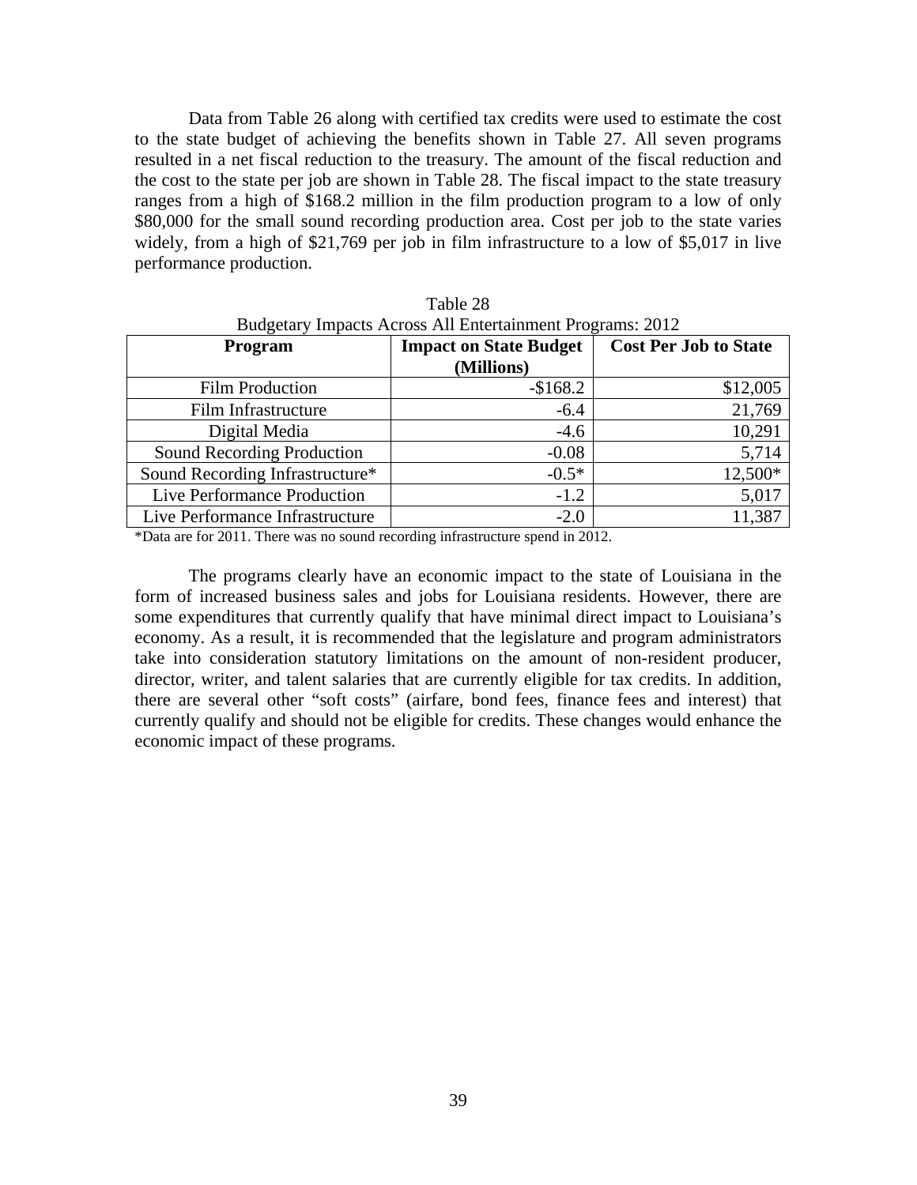Data from Table 26 along with certified tax credits were used to estimate the cost to the state budget of achieving the benefits shown in Table 27. All seven programs resulted in a net fiscal reduction to the treasury. The amount of the fiscal reduction and the cost to the state per job are shown in Table 28. The fiscal impact to the state treasury ranges from a high of $168.2 million in the film production program to a low of only $80,000 for the small sound recording production area. Cost per job to the state varies widely, from a high of $21,769 per job in film infrastructure to a low of $5,017 in live performance production.

Table 28
Budgetary Impacts Across All Entertainment Programs: 2012

| Program | Impact on State Budget (Millions) | Cost Per Job to State |
|---|---|---|
| Film Production | -$168.2 | $12,005 |
| Film Infrastructure | -6.4 | 21,769 |
| Digital Media | -4.6 | 10,291 |
| Sound Recording Production | -0.08 | 5,714 |
| Sound Recording Infrastructure* | -0.5* | 12,500* |
| Live Performance Production | -1.2 | 5,017 |
| Live Performance Infrastructure | -2.0 | 11,387 |

*Data are for 2011. There was no sound recording infrastructure spend in 2012.

The programs clearly have an economic impact to the state of Louisiana in the form of increased business sales and jobs for Louisiana residents. However, there are some expenditures that currently qualify that have minimal direct impact to Louisiana's economy. As a result, it is recommended that the legislature and program administrators take into consideration statutory limitations on the amount of non-resident producer, director, writer, and talent salaries that are currently eligible for tax credits. In addition, there are several other "soft costs" (airfare, bond fees, finance fees and interest) that currently qualify and should not be eligible for credits. These changes would enhance the economic impact of these programs.